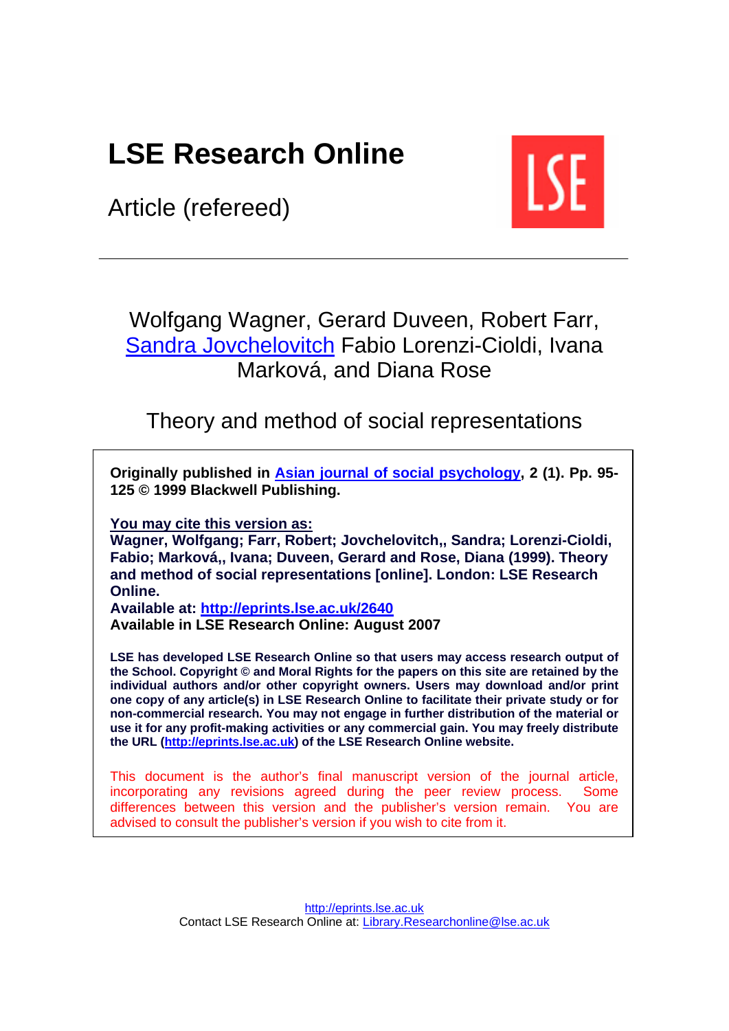# LSE Research Online

Article (refereed)

Wolfgang Wagner, Gerard Duveen, Robert Farr, [Sandra Jovchelovitch](#) Fabio Lorenzi-Cioldi, Ivana Marková, and Diana Rose

## Theory and method of social representations

**Originally published in [Asian journal of social psychology](#), 2 (1). Pp. 95-125 © 1999 Blackwell Publishing.**

**You may cite this version as:**
**Wagner, Wolfgang; Farr, Robert; Jovchelovitch,, Sandra; Lorenzi-Cioldi, Fabio; Marková,, Ivana; Duveen, Gerard and Rose, Diana (1999). Theory and method of social representations [online]. London: LSE Research Online.**
**Available at: [http://eprints.lse.ac.uk/2640](http://eprints.lse.ac.uk/2640)**
**Available in LSE Research Online: August 2007**

**LSE has developed LSE Research Online so that users may access research output of the School. Copyright © and Moral Rights for the papers on this site are retained by the individual authors and/or other copyright owners. Users may download and/or print one copy of any article(s) in LSE Research Online to facilitate their private study or for non-commercial research. You may not engage in further distribution of the material or use it for any profit-making activities or any commercial gain. You may freely distribute the URL ([http://eprints.lse.ac.uk](http://eprints.lse.ac.uk)) of the LSE Research Online website.**

This document is the author's final manuscript version of the journal article, incorporating any revisions agreed during the peer review process. Some differences between this version and the publisher's version remain. You are advised to consult the publisher's version if you wish to cite from it.

[http://eprints.lse.ac.uk](http://eprints.lse.ac.uk)
Contact LSE Research Online at: [Library.Researchonline@lse.ac.uk](mailto:Library.Researchonline@lse.ac.uk)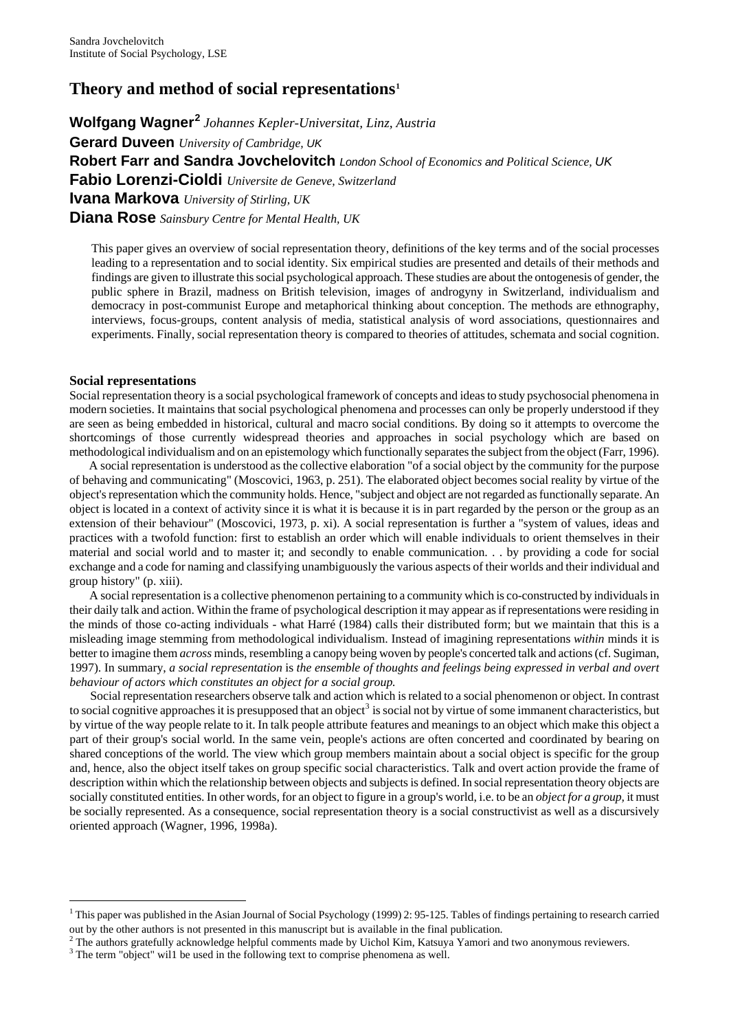Sandra Jovchelovitch
Institute of Social Psychology, LSE

# Theory and method of social representations[1]

**Wolfgang Wagner[2]** *Johannes Kepler-Universitat, Linz, Austria*
**Gerard Duveen** *University of Cambridge, UK*
**Robert Farr and Sandra Jovchelovitch** *London School of Economics and Political Science, UK*
**Fabio Lorenzi-Cioldi** *Universite de Geneve, Switzerland*
**Ivana Markova** *University of Stirling, UK*
**Diana Rose** *Sainsbury Centre for Mental Health, UK*

This paper gives an overview of social representation theory, definitions of the key terms and of the social processes leading to a representation and to social identity. Six empirical studies are presented and details of their methods and findings are given to illustrate this social psychological approach. These studies are about the ontogenesis of gender, the public sphere in Brazil, madness on British television, images of androgyny in Switzerland, individualism and democracy in post-communist Europe and metaphorical thinking about conception. The methods are ethnography, interviews, focus-groups, content analysis of media, statistical analysis of word associations, questionnaires and experiments. Finally, social representation theory is compared to theories of attitudes, schemata and social cognition.

## Social representations

Social representation theory is a social psychological framework of concepts and ideas to study psychosocial phenomena in modern societies. It maintains that social psychological phenomena and processes can only be properly understood if they are seen as being embedded in historical, cultural and macro social conditions. By doing so it attempts to overcome the shortcomings of those currently widespread theories and approaches in social psychology which are based on methodological individualism and on an epistemology which functionally separates the subject from the object (Farr, 1996).

A social representation is understood as the collective elaboration "of a social object by the community for the purpose of behaving and communicating" (Moscovici, 1963, p. 251). The elaborated object becomes social reality by virtue of the object's representation which the community holds. Hence, "subject and object are not regarded as functionally separate. An object is located in a context of activity since it is what it is because it is in part regarded by the person or the group as an extension of their behaviour" (Moscovici, 1973, p. xi). A social representation is further a "system of values, ideas and practices with a twofold function: first to establish an order which will enable individuals to orient themselves in their material and social world and to master it; and secondly to enable communication. . . by providing a code for social exchange and a code for naming and classifying unambiguously the various aspects of their worlds and their individual and group history" (p. xiii).

A social representation is a collective phenomenon pertaining to a community which is co-constructed by individuals in their daily talk and action. Within the frame of psychological description it may appear as if representations were residing in the minds of those co-acting individuals - what Harré (1984) calls their distributed form; but we maintain that this is a misleading image stemming from methodological individualism. Instead of imagining representations *within* minds it is better to imagine them *across* minds, resembling a canopy being woven by people's concerted talk and actions (cf. Sugiman, 1997). In summary, *a social representation* is *the ensemble of thoughts and feelings being expressed in verbal and overt behaviour of actors which constitutes an object for a social group.*

Social representation researchers observe talk and action which is related to a social phenomenon or object. In contrast to social cognitive approaches it is presupposed that an object[3] is social not by virtue of some immanent characteristics, but by virtue of the way people relate to it. In talk people attribute features and meanings to an object which make this object a part of their group's social world. In the same vein, people's actions are often concerted and coordinated by bearing on shared conceptions of the world. The view which group members maintain about a social object is specific for the group and, hence, also the object itself takes on group specific social characteristics. Talk and overt action provide the frame of description within which the relationship between objects and subjects is defined. In social representation theory objects are socially constituted entities. In other words, for an object to figure in a group's world, i.e. to be an *object for a group*, it must be socially represented. As a consequence, social representation theory is a social constructivist as well as a discursively oriented approach (Wagner, 1996, 1998a).

[1] This paper was published in the Asian Journal of Social Psychology (1999) 2: 95-125. Tables of findings pertaining to research carried out by the other authors is not presented in this manuscript but is available in the final publication.

[2] The authors gratefully acknowledge helpful comments made by Uichol Kim, Katsuya Yamori and two anonymous reviewers.

[3] The term "object" wil1 be used in the following text to comprise phenomena as well.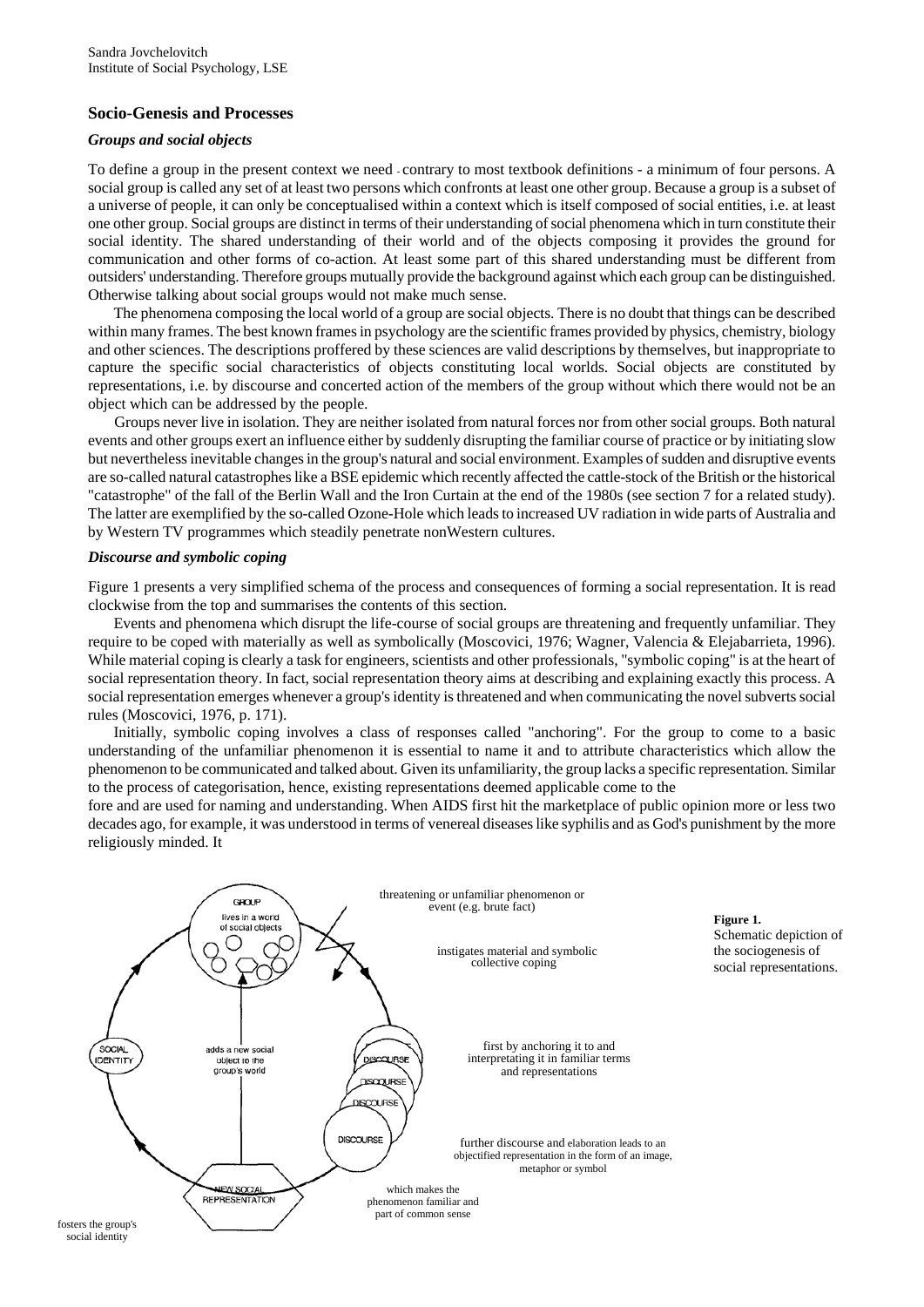Sandra Jovchelovitch
Institute of Social Psychology, LSE

### Socio-Genesis and Processes

#### *Groups and social objects*

To define a group in the present context we need - contrary to most textbook definitions - a minimum of four persons. A social group is called any set of at least two persons which confronts at least one other group. Because a group is a subset of a universe of people, it can only be conceptualised within a context which is itself composed of social entities, i.e. at least one other group. Social groups are distinct in terms of their understanding of social phenomena which in turn constitute their social identity. The shared understanding of their world and of the objects composing it provides the ground for communication and other forms of co-action. At least some part of this shared understanding must be different from outsiders' understanding. Therefore groups mutually provide the background against which each group can be distinguished. Otherwise talking about social groups would not make much sense.

The phenomena composing the local world of a group are social objects. There is no doubt that things can be described within many frames. The best known frames in psychology are the scientific frames provided by physics, chemistry, biology and other sciences. The descriptions proffered by these sciences are valid descriptions by themselves, but inappropriate to capture the specific social characteristics of objects constituting local worlds. Social objects are constituted by representations, i.e. by discourse and concerted action of the members of the group without which there would not be an object which can be addressed by the people.

Groups never live in isolation. They are neither isolated from natural forces nor from other social groups. Both natural events and other groups exert an influence either by suddenly disrupting the familiar course of practice or by initiating slow but nevertheless inevitable changes in the group's natural and social environment. Examples of sudden and disruptive events are so-called natural catastrophes like a BSE epidemic which recently affected the cattle-stock of the British or the historical "catastrophe" of the fall of the Berlin Wall and the Iron Curtain at the end of the 1980s (see section 7 for a related study). The latter are exemplified by the so-called Ozone-Hole which leads to increased UV radiation in wide parts of Australia and by Western TV programmes which steadily penetrate nonWestern cultures.

#### *Discourse and symbolic coping*

Figure 1 presents a very simplified schema of the process and consequences of forming a social representation. It is read clockwise from the top and summarises the contents of this section.

Events and phenomena which disrupt the life-course of social groups are threatening and frequently unfamiliar. They require to be coped with materially as well as symbolically (Moscovici, 1976; Wagner, Valencia & Elejabarrieta, 1996). While material coping is clearly a task for engineers, scientists and other professionals, "symbolic coping" is at the heart of social representation theory. In fact, social representation theory aims at describing and explaining exactly this process. A social representation emerges whenever a group's identity is threatened and when communicating the novel subverts social rules (Moscovici, 1976, p. 171).

Initially, symbolic coping involves a class of responses called "anchoring". For the group to come to a basic understanding of the unfamiliar phenomenon it is essential to name it and to attribute characteristics which allow the phenomenon to be communicated and talked about. Given its unfamiliarity, the group lacks a specific representation. Similar to the process of categorisation, hence, existing representations deemed applicable come to the fore and are used for naming and understanding. When AIDS first hit the marketplace of public opinion more or less two decades ago, for example, it was understood in terms of venereal diseases like syphilis and as God's punishment by the more religiously minded. It

GROUP
lives in a world of social objects

threatening or unfamiliar phenomenon or event (e.g. brute fact)

instigates material and symbolic collective coping

SOCIAL IDENTITY

adds a new social object to the group's world

DISCOURSE
DISCOURSE
DISCOURSE
DISCOURSE

first by anchoring it to and interpretating it in familiar terms and representations

further discourse and elaboration leads to an objectified representation in the form of an image, metaphor or symbol

which makes the phenomenon familiar and part of common sense

NEW SOCIAL REPRESENTATION

fosters the group's social identity

**Figure 1.** Schematic depiction of the sociogenesis of social representations.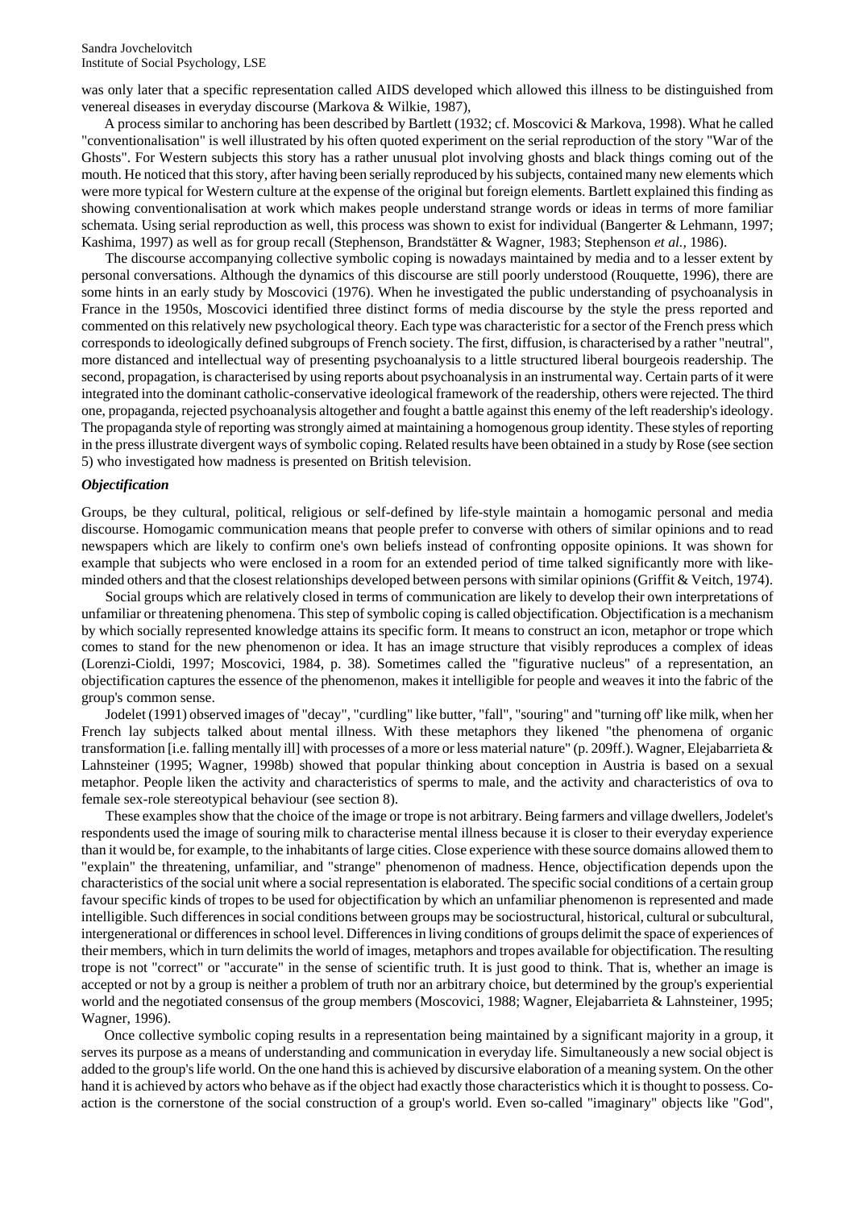was only later that a specific representation called AIDS developed which allowed this illness to be distinguished from venereal diseases in everyday discourse (Markova & Wilkie, 1987),

A process similar to anchoring has been described by Bartlett (1932; cf. Moscovici & Markova, 1998). What he called "conventionalisation" is well illustrated by his often quoted experiment on the serial reproduction of the story "War of the Ghosts". For Western subjects this story has a rather unusual plot involving ghosts and black things coming out of the mouth. He noticed that this story, after having been serially reproduced by his subjects, contained many new elements which were more typical for Western culture at the expense of the original but foreign elements. Bartlett explained this finding as showing conventionalisation at work which makes people understand strange words or ideas in terms of more familiar schemata. Using serial reproduction as well, this process was shown to exist for individual (Bangerter & Lehmann, 1997; Kashima, 1997) as well as for group recall (Stephenson, Brandstätter & Wagner, 1983; Stephenson *et al.*, 1986).

The discourse accompanying collective symbolic coping is nowadays maintained by media and to a lesser extent by personal conversations. Although the dynamics of this discourse are still poorly understood (Rouquette, 1996), there are some hints in an early study by Moscovici (1976). When he investigated the public understanding of psychoanalysis in France in the 1950s, Moscovici identified three distinct forms of media discourse by the style the press reported and commented on this relatively new psychological theory. Each type was characteristic for a sector of the French press which corresponds to ideologically defined subgroups of French society. The first, diffusion, is characterised by a rather "neutral", more distanced and intellectual way of presenting psychoanalysis to a little structured liberal bourgeois readership. The second, propagation, is characterised by using reports about psychoanalysis in an instrumental way. Certain parts of it were integrated into the dominant catholic-conservative ideological framework of the readership, others were rejected. The third one, propaganda, rejected psychoanalysis altogether and fought a battle against this enemy of the left readership's ideology. The propaganda style of reporting was strongly aimed at maintaining a homogenous group identity. These styles of reporting in the press illustrate divergent ways of symbolic coping. Related results have been obtained in a study by Rose (see section 5) who investigated how madness is presented on British television.

### *Objectification*

Groups, be they cultural, political, religious or self-defined by life-style maintain a homogamic personal and media discourse. Homogamic communication means that people prefer to converse with others of similar opinions and to read newspapers which are likely to confirm one's own beliefs instead of confronting opposite opinions. It was shown for example that subjects who were enclosed in a room for an extended period of time talked significantly more with like-minded others and that the closest relationships developed between persons with similar opinions (Griffit & Veitch, 1974).

Social groups which are relatively closed in terms of communication are likely to develop their own interpretations of unfamiliar or threatening phenomena. This step of symbolic coping is called objectification. Objectification is a mechanism by which socially represented knowledge attains its specific form. It means to construct an icon, metaphor or trope which comes to stand for the new phenomenon or idea. It has an image structure that visibly reproduces a complex of ideas (Lorenzi-Cioldi, 1997; Moscovici, 1984, p. 38). Sometimes called the "figurative nucleus" of a representation, an objectification captures the essence of the phenomenon, makes it intelligible for people and weaves it into the fabric of the group's common sense.

Jodelet (1991) observed images of "decay", "curdling" like butter, "fall", "souring" and "turning off' like milk, when her French lay subjects talked about mental illness. With these metaphors they likened "the phenomena of organic transformation [i.e. falling mentally ill] with processes of a more or less material nature" (p. 209ff.). Wagner, Elejabarrieta & Lahnsteiner (1995; Wagner, 1998b) showed that popular thinking about conception in Austria is based on a sexual metaphor. People liken the activity and characteristics of sperms to male, and the activity and characteristics of ova to female sex-role stereotypical behaviour (see section 8).

These examples show that the choice of the image or trope is not arbitrary. Being farmers and village dwellers, Jodelet's respondents used the image of souring milk to characterise mental illness because it is closer to their everyday experience than it would be, for example, to the inhabitants of large cities. Close experience with these source domains allowed them to "explain" the threatening, unfamiliar, and "strange" phenomenon of madness. Hence, objectification depends upon the characteristics of the social unit where a social representation is elaborated. The specific social conditions of a certain group favour specific kinds of tropes to be used for objectification by which an unfamiliar phenomenon is represented and made intelligible. Such differences in social conditions between groups may be sociostructural, historical, cultural or subcultural, intergenerational or differences in school level. Differences in living conditions of groups delimit the space of experiences of their members, which in turn delimits the world of images, metaphors and tropes available for objectification. The resulting trope is not "correct" or "accurate" in the sense of scientific truth. It is just good to think. That is, whether an image is accepted or not by a group is neither a problem of truth nor an arbitrary choice, but determined by the group's experiential world and the negotiated consensus of the group members (Moscovici, 1988; Wagner, Elejabarrieta & Lahnsteiner, 1995; Wagner, 1996).

Once collective symbolic coping results in a representation being maintained by a significant majority in a group, it serves its purpose as a means of understanding and communication in everyday life. Simultaneously a new social object is added to the group's life world. On the one hand this is achieved by discursive elaboration of a meaning system. On the other hand it is achieved by actors who behave as if the object had exactly those characteristics which it is thought to possess. Co-action is the cornerstone of the social construction of a group's world. Even so-called "imaginary" objects like "God",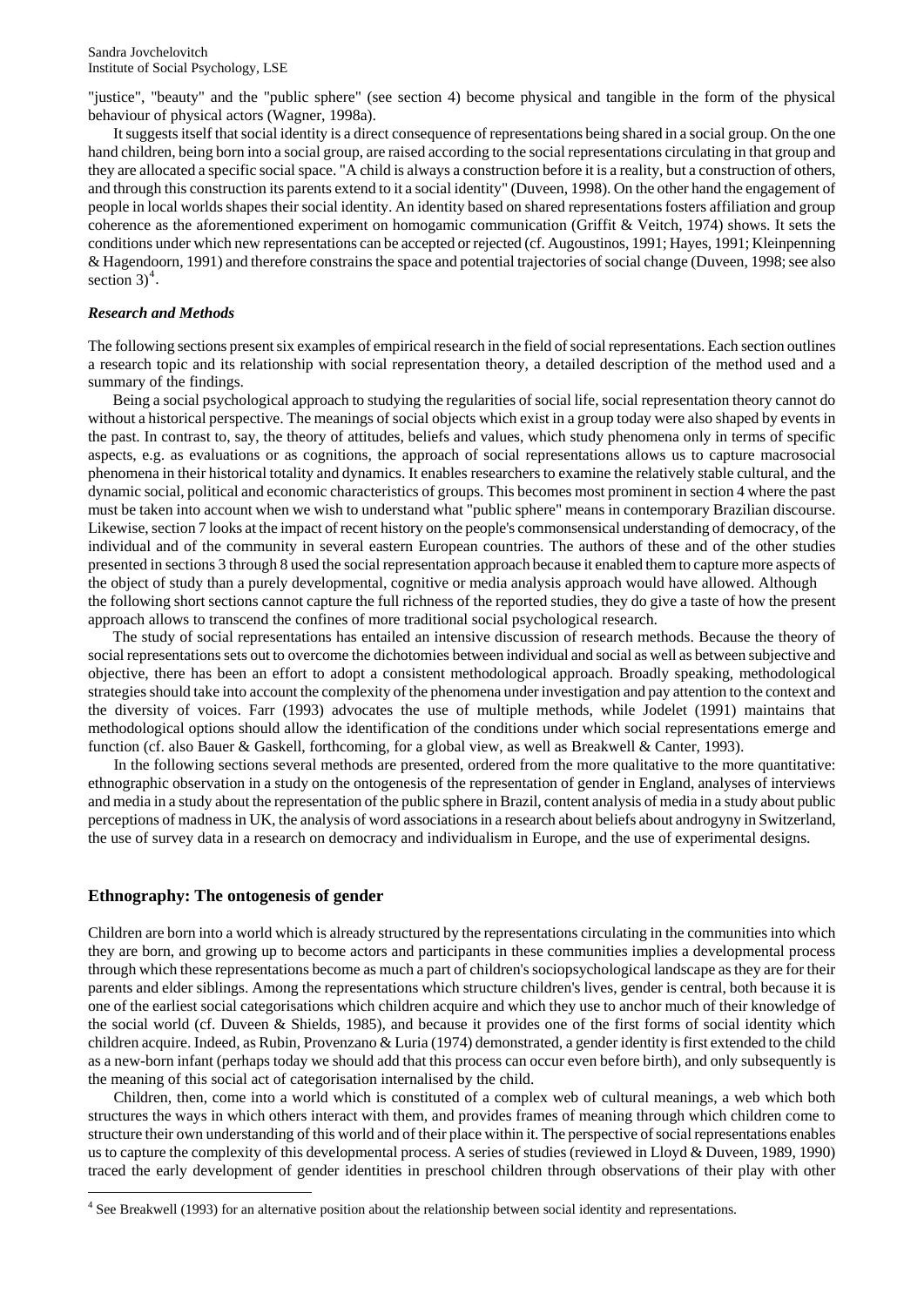"justice", "beauty" and the "public sphere" (see section 4) become physical and tangible in the form of the physical behaviour of physical actors (Wagner, 1998a).

It suggests itself that social identity is a direct consequence of representations being shared in a social group. On the one hand children, being born into a social group, are raised according to the social representations circulating in that group and they are allocated a specific social space. "A child is always a construction before it is a reality, but a construction of others, and through this construction its parents extend to it a social identity" (Duveen, 1998). On the other hand the engagement of people in local worlds shapes their social identity. An identity based on shared representations fosters affiliation and group coherence as the aforementioned experiment on homogamic communication (Griffit & Veitch, 1974) shows. It sets the conditions under which new representations can be accepted or rejected (cf. Augoustinos, 1991; Hayes, 1991; Kleinpenning & Hagendoorn, 1991) and therefore constrains the space and potential trajectories of social change (Duveen, 1998; see also section 3)[4].

***Research and Methods***

The following sections present six examples of empirical research in the field of social representations. Each section outlines a research topic and its relationship with social representation theory, a detailed description of the method used and a summary of the findings.

Being a social psychological approach to studying the regularities of social life, social representation theory cannot do without a historical perspective. The meanings of social objects which exist in a group today were also shaped by events in the past. In contrast to, say, the theory of attitudes, beliefs and values, which study phenomena only in terms of specific aspects, e.g. as evaluations or as cognitions, the approach of social representations allows us to capture macrosocial phenomena in their historical totality and dynamics. It enables researchers to examine the relatively stable cultural, and the dynamic social, political and economic characteristics of groups. This becomes most prominent in section 4 where the past must be taken into account when we wish to understand what "public sphere" means in contemporary Brazilian discourse. Likewise, section 7 looks at the impact of recent history on the people's commonsensical understanding of democracy, of the individual and of the community in several eastern European countries. The authors of these and of the other studies presented in sections 3 through 8 used the social representation approach because it enabled them to capture more aspects of the object of study than a purely developmental, cognitive or media analysis approach would have allowed. Although the following short sections cannot capture the full richness of the reported studies, they do give a taste of how the present approach allows to transcend the confines of more traditional social psychological research.

The study of social representations has entailed an intensive discussion of research methods. Because the theory of social representations sets out to overcome the dichotomies between individual and social as well as between subjective and objective, there has been an effort to adopt a consistent methodological approach. Broadly speaking, methodological strategies should take into account the complexity of the phenomena under investigation and pay attention to the context and the diversity of voices. Farr (1993) advocates the use of multiple methods, while Jodelet (1991) maintains that methodological options should allow the identification of the conditions under which social representations emerge and function (cf. also Bauer & Gaskell, forthcoming, for a global view, as well as Breakwell & Canter, 1993).

In the following sections several methods are presented, ordered from the more qualitative to the more quantitative: ethnographic observation in a study on the ontogenesis of the representation of gender in England, analyses of interviews and media in a study about the representation of the public sphere in Brazil, content analysis of media in a study about public perceptions of madness in UK, the analysis of word associations in a research about beliefs about androgyny in Switzerland, the use of survey data in a research on democracy and individualism in Europe, and the use of experimental designs.

## Ethnography: The ontogenesis of gender

Children are born into a world which is already structured by the representations circulating in the communities into which they are born, and growing up to become actors and participants in these communities implies a developmental process through which these representations become as much a part of children's sociopsychological landscape as they are for their parents and elder siblings. Among the representations which structure children's lives, gender is central, both because it is one of the earliest social categorisations which children acquire and which they use to anchor much of their knowledge of the social world (cf. Duveen & Shields, 1985), and because it provides one of the first forms of social identity which children acquire. Indeed, as Rubin, Provenzano & Luria (1974) demonstrated, a gender identity is first extended to the child as a new-born infant (perhaps today we should add that this process can occur even before birth), and only subsequently is the meaning of this social act of categorisation internalised by the child.

Children, then, come into a world which is constituted of a complex web of cultural meanings, a web which both structures the ways in which others interact with them, and provides frames of meaning through which children come to structure their own understanding of this world and of their place within it. The perspective of social representations enables us to capture the complexity of this developmental process. A series of studies (reviewed in Lloyd & Duveen, 1989, 1990) traced the early development of gender identities in preschool children through observations of their play with other

[4] See Breakwell (1993) for an alternative position about the relationship between social identity and representations.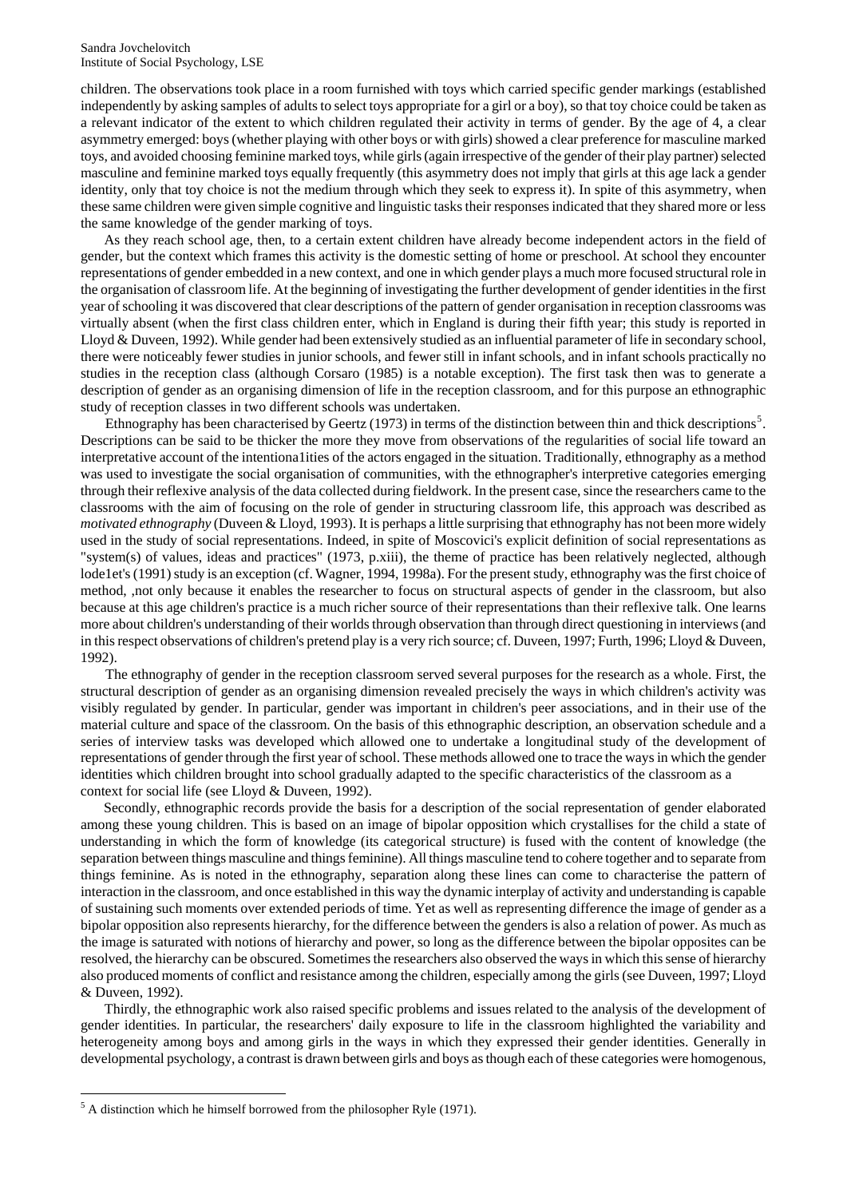children. The observations took place in a room furnished with toys which carried specific gender markings (established independently by asking samples of adults to select toys appropriate for a girl or a boy), so that toy choice could be taken as a relevant indicator of the extent to which children regulated their activity in terms of gender. By the age of 4, a clear asymmetry emerged: boys (whether playing with other boys or with girls) showed a clear preference for masculine marked toys, and avoided choosing feminine marked toys, while girls (again irrespective of the gender of their play partner) selected masculine and feminine marked toys equally frequently (this asymmetry does not imply that girls at this age lack a gender identity, only that toy choice is not the medium through which they seek to express it). In spite of this asymmetry, when these same children were given simple cognitive and linguistic tasks their responses indicated that they shared more or less the same knowledge of the gender marking of toys.

As they reach school age, then, to a certain extent children have already become independent actors in the field of gender, but the context which frames this activity is the domestic setting of home or preschool. At school they encounter representations of gender embedded in a new context, and one in which gender plays a much more focused structural role in the organisation of classroom life. At the beginning of investigating the further development of gender identities in the first year of schooling it was discovered that clear descriptions of the pattern of gender organisation in reception classrooms was virtually absent (when the first class children enter, which in England is during their fifth year; this study is reported in Lloyd & Duveen, 1992). While gender had been extensively studied as an influential parameter of life in secondary school, there were noticeably fewer studies in junior schools, and fewer still in infant schools, and in infant schools practically no studies in the reception class (although Corsaro (1985) is a notable exception). The first task then was to generate a description of gender as an organising dimension of life in the reception classroom, and for this purpose an ethnographic study of reception classes in two different schools was undertaken.

Ethnography has been characterised by Geertz (1973) in terms of the distinction between thin and thick descriptions[5]. Descriptions can be said to be thicker the more they move from observations of the regularities of social life toward an interpretative account of the intentiona1ities of the actors engaged in the situation. Traditionally, ethnography as a method was used to investigate the social organisation of communities, with the ethnographer's interpretive categories emerging through their reflexive analysis of the data collected during fieldwork. In the present case, since the researchers came to the classrooms with the aim of focusing on the role of gender in structuring classroom life, this approach was described as *motivated ethnography* (Duveen & Lloyd, 1993). It is perhaps a little surprising that ethnography has not been more widely used in the study of social representations. Indeed, in spite of Moscovici's explicit definition of social representations as "system(s) of values, ideas and practices" (1973, p.xiii), the theme of practice has been relatively neglected, although lode1et's (1991) study is an exception (cf. Wagner, 1994, 1998a). For the present study, ethnography was the first choice of method, ,not only because it enables the researcher to focus on structural aspects of gender in the classroom, but also because at this age children's practice is a much richer source of their representations than their reflexive talk. One learns more about children's understanding of their worlds through observation than through direct questioning in interviews (and in this respect observations of children's pretend play is a very rich source; cf. Duveen, 1997; Furth, 1996; Lloyd & Duveen, 1992).

The ethnography of gender in the reception classroom served several purposes for the research as a whole. First, the structural description of gender as an organising dimension revealed precisely the ways in which children's activity was visibly regulated by gender. In particular, gender was important in children's peer associations, and in their use of the material culture and space of the classroom. On the basis of this ethnographic description, an observation schedule and a series of interview tasks was developed which allowed one to undertake a longitudinal study of the development of representations of gender through the first year of school. These methods allowed one to trace the ways in which the gender identities which children brought into school gradually adapted to the specific characteristics of the classroom as a context for social life (see Lloyd & Duveen, 1992).

Secondly, ethnographic records provide the basis for a description of the social representation of gender elaborated among these young children. This is based on an image of bipolar opposition which crystallises for the child a state of understanding in which the form of knowledge (its categorical structure) is fused with the content of knowledge (the separation between things masculine and things feminine). All things masculine tend to cohere together and to separate from things feminine. As is noted in the ethnography, separation along these lines can come to characterise the pattern of interaction in the classroom, and once established in this way the dynamic interplay of activity and understanding is capable of sustaining such moments over extended periods of time. Yet as well as representing difference the image of gender as a bipolar opposition also represents hierarchy, for the difference between the genders is also a relation of power. As much as the image is saturated with notions of hierarchy and power, so long as the difference between the bipolar opposites can be resolved, the hierarchy can be obscured. Sometimes the researchers also observed the ways in which this sense of hierarchy also produced moments of conflict and resistance among the children, especially among the girls (see Duveen, 1997; Lloyd & Duveen, 1992).

Thirdly, the ethnographic work also raised specific problems and issues related to the analysis of the development of gender identities. In particular, the researchers' daily exposure to life in the classroom highlighted the variability and heterogeneity among boys and among girls in the ways in which they expressed their gender identities. Generally in developmental psychology, a contrast is drawn between girls and boys as though each of these categories were homogenous,

[5] A distinction which he himself borrowed from the philosopher Ryle (1971).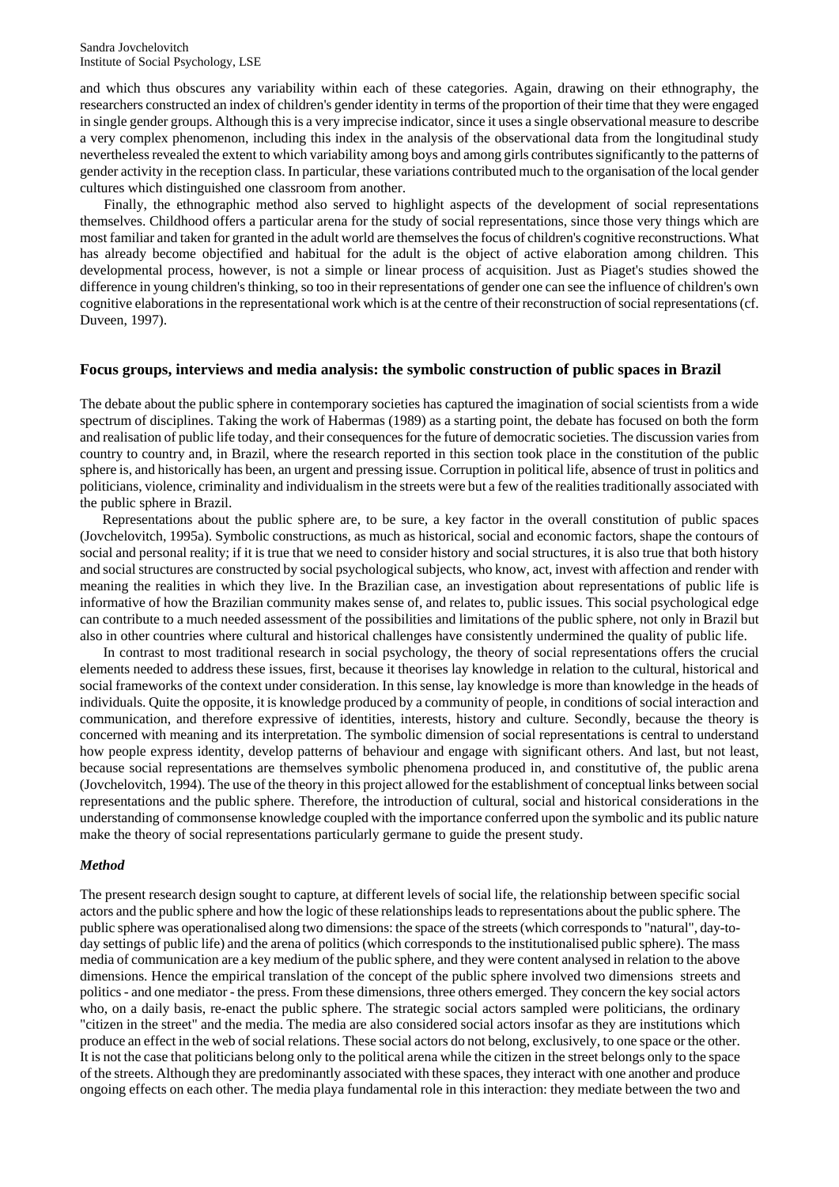and which thus obscures any variability within each of these categories. Again, drawing on their ethnography, the researchers constructed an index of children's gender identity in terms of the proportion of their time that they were engaged in single gender groups. Although this is a very imprecise indicator, since it uses a single observational measure to describe a very complex phenomenon, including this index in the analysis of the observational data from the longitudinal study nevertheless revealed the extent to which variability among boys and among girls contributes significantly to the patterns of gender activity in the reception class. In particular, these variations contributed much to the organisation of the local gender cultures which distinguished one classroom from another.

Finally, the ethnographic method also served to highlight aspects of the development of social representations themselves. Childhood offers a particular arena for the study of social representations, since those very things which are most familiar and taken for granted in the adult world are themselves the focus of children's cognitive reconstructions. What has already become objectified and habitual for the adult is the object of active elaboration among children. This developmental process, however, is not a simple or linear process of acquisition. Just as Piaget's studies showed the difference in young children's thinking, so too in their representations of gender one can see the influence of children's own cognitive elaborations in the representational work which is at the centre of their reconstruction of social representations (cf. Duveen, 1997).

## Focus groups, interviews and media analysis: the symbolic construction of public spaces in Brazil

The debate about the public sphere in contemporary societies has captured the imagination of social scientists from a wide spectrum of disciplines. Taking the work of Habermas (1989) as a starting point, the debate has focused on both the form and realisation of public life today, and their consequences for the future of democratic societies. The discussion varies from country to country and, in Brazil, where the research reported in this section took place in the constitution of the public sphere is, and historically has been, an urgent and pressing issue. Corruption in political life, absence of trust in politics and politicians, violence, criminality and individualism in the streets were but a few of the realities traditionally associated with the public sphere in Brazil.

Representations about the public sphere are, to be sure, a key factor in the overall constitution of public spaces (Jovchelovitch, 1995a). Symbolic constructions, as much as historical, social and economic factors, shape the contours of social and personal reality; if it is true that we need to consider history and social structures, it is also true that both history and social structures are constructed by social psychological subjects, who know, act, invest with affection and render with meaning the realities in which they live. In the Brazilian case, an investigation about representations of public life is informative of how the Brazilian community makes sense of, and relates to, public issues. This social psychological edge can contribute to a much needed assessment of the possibilities and limitations of the public sphere, not only in Brazil but also in other countries where cultural and historical challenges have consistently undermined the quality of public life.

In contrast to most traditional research in social psychology, the theory of social representations offers the crucial elements needed to address these issues, first, because it theorises lay knowledge in relation to the cultural, historical and social frameworks of the context under consideration. In this sense, lay knowledge is more than knowledge in the heads of individuals. Quite the opposite, it is knowledge produced by a community of people, in conditions of social interaction and communication, and therefore expressive of identities, interests, history and culture. Secondly, because the theory is concerned with meaning and its interpretation. The symbolic dimension of social representations is central to understand how people express identity, develop patterns of behaviour and engage with significant others. And last, but not least, because social representations are themselves symbolic phenomena produced in, and constitutive of, the public arena (Jovchelovitch, 1994). The use of the theory in this project allowed for the establishment of conceptual links between social representations and the public sphere. Therefore, the introduction of cultural, social and historical considerations in the understanding of commonsense knowledge coupled with the importance conferred upon the symbolic and its public nature make the theory of social representations particularly germane to guide the present study.

### *Method*

The present research design sought to capture, at different levels of social life, the relationship between specific social actors and the public sphere and how the logic of these relationships leads to representations about the public sphere. The public sphere was operationalised along two dimensions: the space of the streets (which corresponds to "natural", day-to-day settings of public life) and the arena of politics (which corresponds to the institutionalised public sphere). The mass media of communication are a key medium of the public sphere, and they were content analysed in relation to the above dimensions. Hence the empirical translation of the concept of the public sphere involved two dimensions streets and politics - and one mediator - the press. From these dimensions, three others emerged. They concern the key social actors who, on a daily basis, re-enact the public sphere. The strategic social actors sampled were politicians, the ordinary "citizen in the street" and the media. The media are also considered social actors insofar as they are institutions which produce an effect in the web of social relations. These social actors do not belong, exclusively, to one space or the other. It is not the case that politicians belong only to the political arena while the citizen in the street belongs only to the space of the streets. Although they are predominantly associated with these spaces, they interact with one another and produce ongoing effects on each other. The media playa fundamental role in this interaction: they mediate between the two and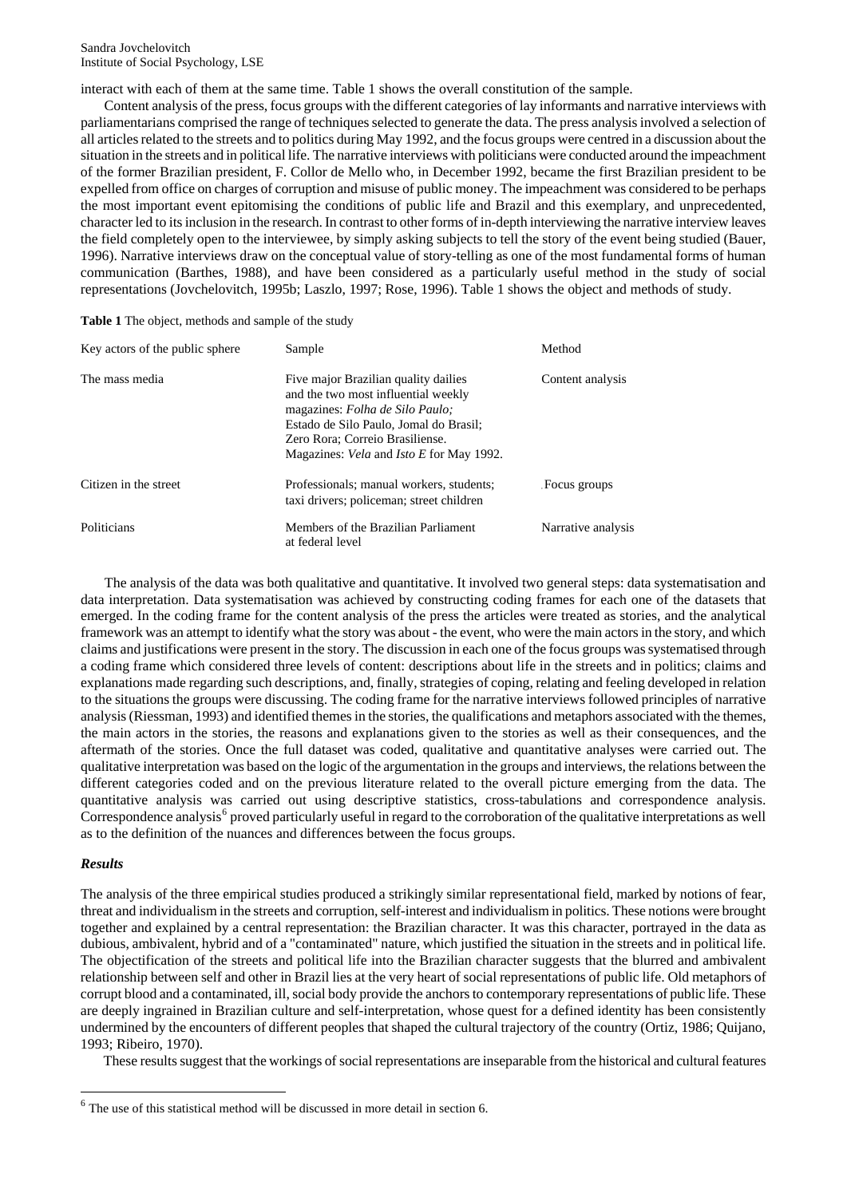interact with each of them at the same time. Table 1 shows the overall constitution of the sample.

Content analysis of the press, focus groups with the different categories of lay informants and narrative interviews with parliamentarians comprised the range of techniques selected to generate the data. The press analysis involved a selection of all articles related to the streets and to politics during May 1992, and the focus groups were centred in a discussion about the situation in the streets and in political life. The narrative interviews with politicians were conducted around the impeachment of the former Brazilian president, F. Collor de Mello who, in December 1992, became the first Brazilian president to be expelled from office on charges of corruption and misuse of public money. The impeachment was considered to be perhaps the most important event epitomising the conditions of public life and Brazil and this exemplary, and unprecedented, character led to its inclusion in the research. In contrast to other forms of in-depth interviewing the narrative interview leaves the field completely open to the interviewee, by simply asking subjects to tell the story of the event being studied (Bauer, 1996). Narrative interviews draw on the conceptual value of story-telling as one of the most fundamental forms of human communication (Barthes, 1988), and have been considered as a particularly useful method in the study of social representations (Jovchelovitch, 1995b; Laszlo, 1997; Rose, 1996). Table 1 shows the object and methods of study.

**Table 1** The object, methods and sample of the study

| Key actors of the public sphere | Sample | Method |
|---|---|---|
| The mass media | Five major Brazilian quality dailies and the two most influential weekly magazines: *Folha de Silo Paulo;* Estado de Silo Paulo, Jomal do Brasil; Zero Rora; Correio Brasiliense. Magazines: *Vela* and *Isto E* for May 1992. | Content analysis |
| Citizen in the street | Professionals; manual workers, students; taxi drivers; policeman; street children | Focus groups |
| Politicians | Members of the Brazilian Parliament at federal level | Narrative analysis |

The analysis of the data was both qualitative and quantitative. It involved two general steps: data systematisation and data interpretation. Data systematisation was achieved by constructing coding frames for each one of the datasets that emerged. In the coding frame for the content analysis of the press the articles were treated as stories, and the analytical framework was an attempt to identify what the story was about - the event, who were the main actors in the story, and which claims and justifications were present in the story. The discussion in each one of the focus groups was systematised through a coding frame which considered three levels of content: descriptions about life in the streets and in politics; claims and explanations made regarding such descriptions, and, finally, strategies of coping, relating and feeling developed in relation to the situations the groups were discussing. The coding frame for the narrative interviews followed principles of narrative analysis (Riessman, 1993) and identified themes in the stories, the qualifications and metaphors associated with the themes, the main actors in the stories, the reasons and explanations given to the stories as well as their consequences, and the aftermath of the stories. Once the full dataset was coded, qualitative and quantitative analyses were carried out. The qualitative interpretation was based on the logic of the argumentation in the groups and interviews, the relations between the different categories coded and on the previous literature related to the overall picture emerging from the data. The quantitative analysis was carried out using descriptive statistics, cross-tabulations and correspondence analysis. Correspondence analysis[6] proved particularly useful in regard to the corroboration of the qualitative interpretations as well as to the definition of the nuances and differences between the focus groups.

### *Results*

The analysis of the three empirical studies produced a strikingly similar representational field, marked by notions of fear, threat and individualism in the streets and corruption, self-interest and individualism in politics. These notions were brought together and explained by a central representation: the Brazilian character. It was this character, portrayed in the data as dubious, ambivalent, hybrid and of a "contaminated" nature, which justified the situation in the streets and in political life. The objectification of the streets and political life into the Brazilian character suggests that the blurred and ambivalent relationship between self and other in Brazil lies at the very heart of social representations of public life. Old metaphors of corrupt blood and a contaminated, ill, social body provide the anchors to contemporary representations of public life. These are deeply ingrained in Brazilian culture and self-interpretation, whose quest for a defined identity has been consistently undermined by the encounters of different peoples that shaped the cultural trajectory of the country (Ortiz, 1986; Quijano, 1993; Ribeiro, 1970).

These results suggest that the workings of social representations are inseparable from the historical and cultural features

[6] The use of this statistical method will be discussed in more detail in section 6.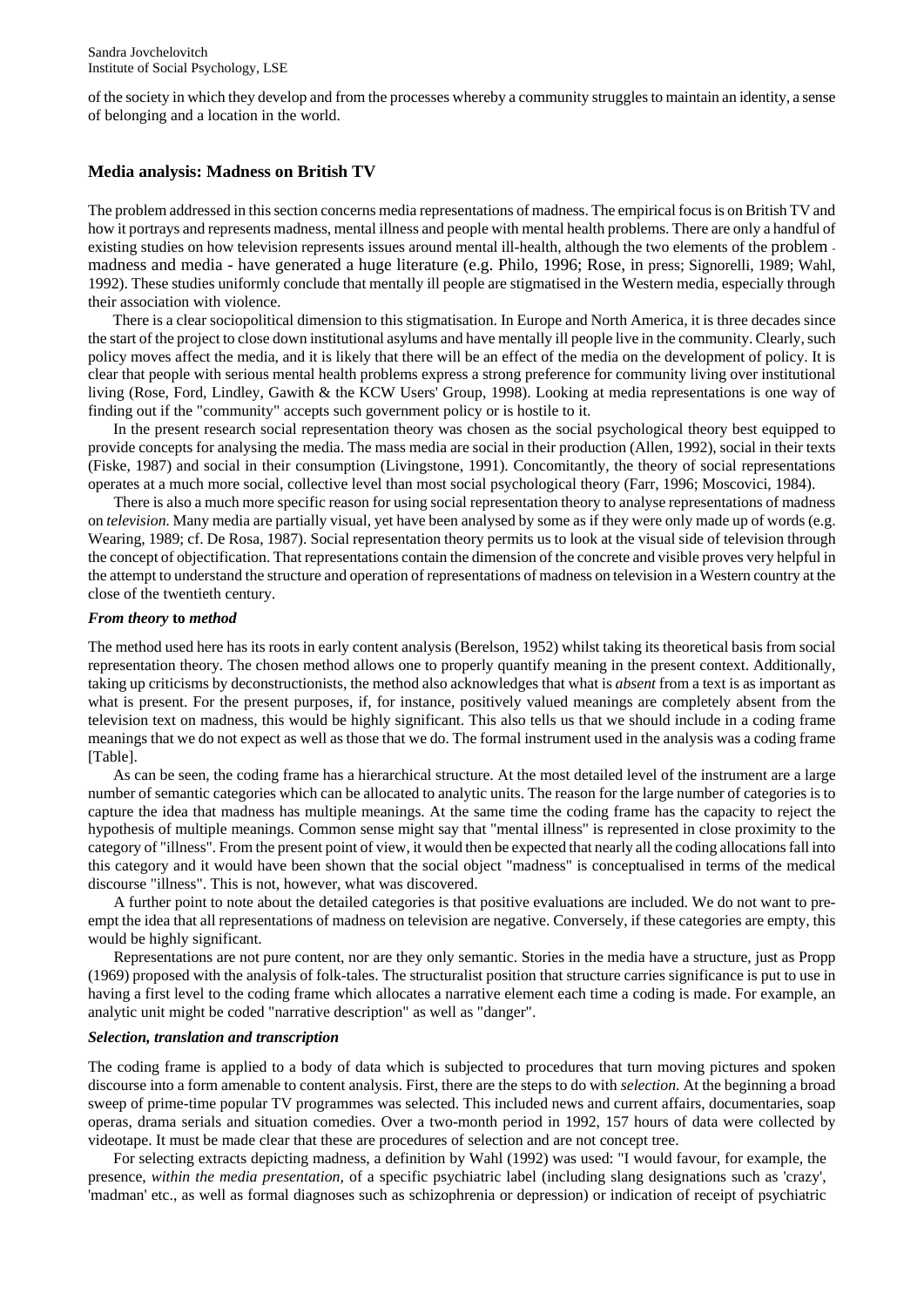of the society in which they develop and from the processes whereby a community struggles to maintain an identity, a sense of belonging and a location in the world.

### Media analysis: Madness on British TV

The problem addressed in this section concerns media representations of madness. The empirical focus is on British TV and how it portrays and represents madness, mental illness and people with mental health problems. There are only a handful of existing studies on how television represents issues around mental ill-health, although the two elements of the problem - madness and media - have generated a huge literature (e.g. Philo, 1996; Rose, in press; Signorelli, 1989; Wahl, 1992). These studies uniformly conclude that mentally ill people are stigmatised in the Western media, especially through their association with violence.

There is a clear sociopolitical dimension to this stigmatisation. In Europe and North America, it is three decades since the start of the project to close down institutional asylums and have mentally ill people live in the community. Clearly, such policy moves affect the media, and it is likely that there will be an effect of the media on the development of policy. It is clear that people with serious mental health problems express a strong preference for community living over institutional living (Rose, Ford, Lindley, Gawith & the KCW Users' Group, 1998). Looking at media representations is one way of finding out if the "community" accepts such government policy or is hostile to it.

In the present research social representation theory was chosen as the social psychological theory best equipped to provide concepts for analysing the media. The mass media are social in their production (Allen, 1992), social in their texts (Fiske, 1987) and social in their consumption (Livingstone, 1991). Concomitantly, the theory of social representations operates at a much more social, collective level than most social psychological theory (Farr, 1996; Moscovici, 1984).

There is also a much more specific reason for using social representation theory to analyse representations of madness on *television.* Many media are partially visual, yet have been analysed by some as if they were only made up of words (e.g. Wearing, 1989; cf. De Rosa, 1987). Social representation theory permits us to look at the visual side of television through the concept of objectification. That representations contain the dimension of the concrete and visible proves very helpful in the attempt to understand the structure and operation of representations of madness on television in a Western country at the close of the twentieth century.

#### *From theory* **to** *method*

The method used here has its roots in early content analysis (Berelson, 1952) whilst taking its theoretical basis from social representation theory. The chosen method allows one to properly quantify meaning in the present context. Additionally, taking up criticisms by deconstructionists, the method also acknowledges that what is *absent* from a text is as important as what is present. For the present purposes, if, for instance, positively valued meanings are completely absent from the television text on madness, this would be highly significant. This also tells us that we should include in a coding frame meanings that we do not expect as well as those that we do. The formal instrument used in the analysis was a coding frame [Table].

As can be seen, the coding frame has a hierarchical structure. At the most detailed level of the instrument are a large number of semantic categories which can be allocated to analytic units. The reason for the large number of categories is to capture the idea that madness has multiple meanings. At the same time the coding frame has the capacity to reject the hypothesis of multiple meanings. Common sense might say that "mental illness" is represented in close proximity to the category of "illness". From the present point of view, it would then be expected that nearly all the coding allocations fall into this category and it would have been shown that the social object "madness" is conceptualised in terms of the medical discourse "illness". This is not, however, what was discovered.

A further point to note about the detailed categories is that positive evaluations are included. We do not want to pre-empt the idea that all representations of madness on television are negative. Conversely, if these categories are empty, this would be highly significant.

Representations are not pure content, nor are they only semantic. Stories in the media have a structure, just as Propp (1969) proposed with the analysis of folk-tales. The structuralist position that structure carries significance is put to use in having a first level to the coding frame which allocates a narrative element each time a coding is made. For example, an analytic unit might be coded "narrative description" as well as "danger".

#### *Selection, translation and transcription*

The coding frame is applied to a body of data which is subjected to procedures that turn moving pictures and spoken discourse into a form amenable to content analysis. First, there are the steps to do with *selection.* At the beginning a broad sweep of prime-time popular TV programmes was selected. This included news and current affairs, documentaries, soap operas, drama serials and situation comedies. Over a two-month period in 1992, 157 hours of data were collected by videotape. It must be made clear that these are procedures of selection and are not concept tree.

For selecting extracts depicting madness, a definition by Wahl (1992) was used: "I would favour, for example, the presence, *within the media presentation,* of a specific psychiatric label (including slang designations such as 'crazy', 'madman' etc., as well as formal diagnoses such as schizophrenia or depression) or indication of receipt of psychiatric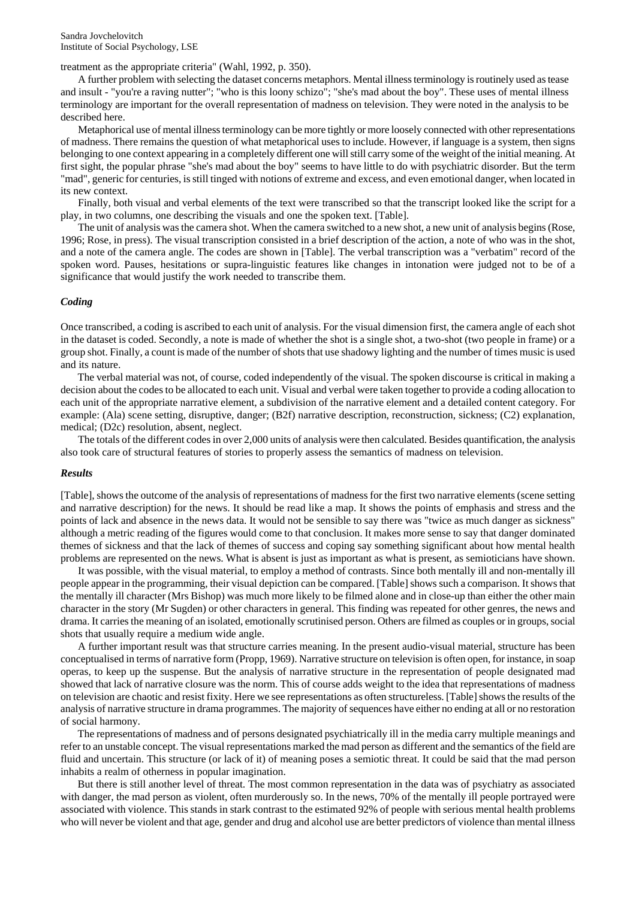treatment as the appropriate criteria" (Wahl, 1992, p. 350).

A further problem with selecting the dataset concerns metaphors. Mental illness terminology is routinely used as tease and insult - "you're a raving nutter"; "who is this loony schizo"; "she's mad about the boy". These uses of mental illness terminology are important for the overall representation of madness on television. They were noted in the analysis to be described here.

Metaphorical use of mental illness terminology can be more tightly or more loosely connected with other representations of madness. There remains the question of what metaphorical uses to include. However, if language is a system, then signs belonging to one context appearing in a completely different one will still carry some of the weight of the initial meaning. At first sight, the popular phrase "she's mad about the boy" seems to have little to do with psychiatric disorder. But the term "mad", generic for centuries, is still tinged with notions of extreme and excess, and even emotional danger, when located in its new context.

Finally, both visual and verbal elements of the text were transcribed so that the transcript looked like the script for a play, in two columns, one describing the visuals and one the spoken text. [Table].

The unit of analysis was the camera shot. When the camera switched to a new shot, a new unit of analysis begins (Rose, 1996; Rose, in press). The visual transcription consisted in a brief description of the action, a note of who was in the shot, and a note of the camera angle. The codes are shown in [Table]. The verbal transcription was a "verbatim" record of the spoken word. Pauses, hesitations or supra-linguistic features like changes in intonation were judged not to be of a significance that would justify the work needed to transcribe them.

### *Coding*

Once transcribed, a coding is ascribed to each unit of analysis. For the visual dimension first, the camera angle of each shot in the dataset is coded. Secondly, a note is made of whether the shot is a single shot, a two-shot (two people in frame) or a group shot. Finally, a count is made of the number of shots that use shadowy lighting and the number of times music is used and its nature.

The verbal material was not, of course, coded independently of the visual. The spoken discourse is critical in making a decision about the codes to be allocated to each unit. Visual and verbal were taken together to provide a coding allocation to each unit of the appropriate narrative element, a subdivision of the narrative element and a detailed content category. For example: (Ala) scene setting, disruptive, danger; (B2f) narrative description, reconstruction, sickness; (C2) explanation, medical; (D2c) resolution, absent, neglect.

The totals of the different codes in over 2,000 units of analysis were then calculated. Besides quantification, the analysis also took care of structural features of stories to properly assess the semantics of madness on television.

### *Results*

[Table], shows the outcome of the analysis of representations of madness for the first two narrative elements (scene setting and narrative description) for the news. It should be read like a map. It shows the points of emphasis and stress and the points of lack and absence in the news data. It would not be sensible to say there was "twice as much danger as sickness" although a metric reading of the figures would come to that conclusion. It makes more sense to say that danger dominated themes of sickness and that the lack of themes of success and coping say something significant about how mental health problems are represented on the news. What is absent is just as important as what is present, as semioticians have shown.

It was possible, with the visual material, to employ a method of contrasts. Since both mentally ill and non-mentally ill people appear in the programming, their visual depiction can be compared. [Table] shows such a comparison. It shows that the mentally ill character (Mrs Bishop) was much more likely to be filmed alone and in close-up than either the other main character in the story (Mr Sugden) or other characters in general. This finding was repeated for other genres, the news and drama. It carries the meaning of an isolated, emotionally scrutinised person. Others are filmed as couples or in groups, social shots that usually require a medium wide angle.

A further important result was that structure carries meaning. In the present audio-visual material, structure has been conceptualised in terms of narrative form (Propp, 1969). Narrative structure on television is often open, for instance, in soap operas, to keep up the suspense. But the analysis of narrative structure in the representation of people designated mad showed that lack of narrative closure was the norm. This of course adds weight to the idea that representations of madness on television are chaotic and resist fixity. Here we see representations as often structureless. [Table] shows the results of the analysis of narrative structure in drama programmes. The majority of sequences have either no ending at all or no restoration of social harmony.

The representations of madness and of persons designated psychiatrically ill in the media carry multiple meanings and refer to an unstable concept. The visual representations marked the mad person as different and the semantics of the field are fluid and uncertain. This structure (or lack of it) of meaning poses a semiotic threat. It could be said that the mad person inhabits a realm of otherness in popular imagination.

But there is still another level of threat. The most common representation in the data was of psychiatry as associated with danger, the mad person as violent, often murderously so. In the news, 70% of the mentally ill people portrayed were associated with violence. This stands in stark contrast to the estimated 92% of people with serious mental health problems who will never be violent and that age, gender and drug and alcohol use are better predictors of violence than mental illness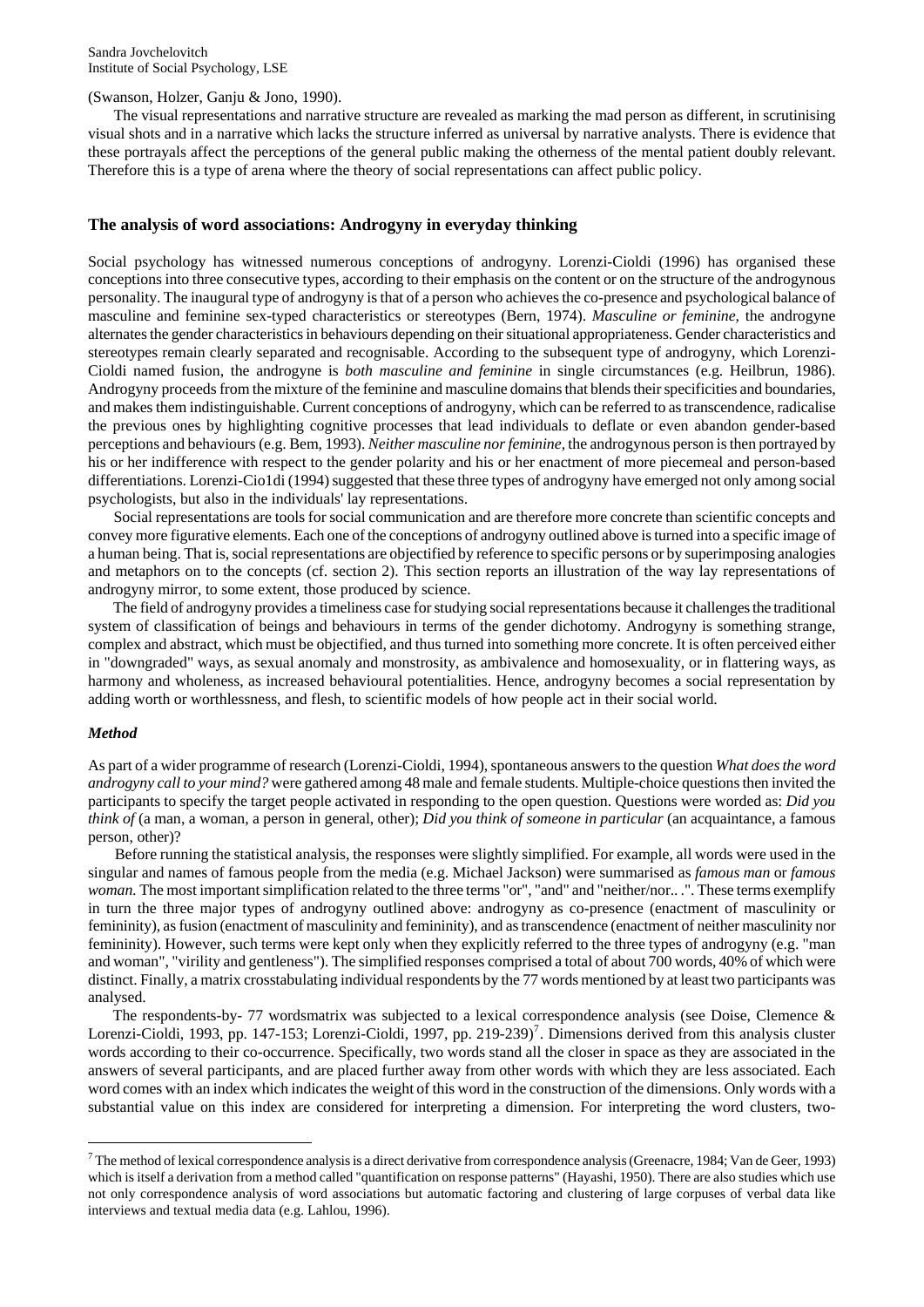(Swanson, Holzer, Ganju & Jono, 1990).

The visual representations and narrative structure are revealed as marking the mad person as different, in scrutinising visual shots and in a narrative which lacks the structure inferred as universal by narrative analysts. There is evidence that these portrayals affect the perceptions of the general public making the otherness of the mental patient doubly relevant. Therefore this is a type of arena where the theory of social representations can affect public policy.

## The analysis of word associations: Androgyny in everyday thinking

Social psychology has witnessed numerous conceptions of androgyny. Lorenzi-Cioldi (1996) has organised these conceptions into three consecutive types, according to their emphasis on the content or on the structure of the androgynous personality. The inaugural type of androgyny is that of a person who achieves the co-presence and psychological balance of masculine and feminine sex-typed characteristics or stereotypes (Bern, 1974). *Masculine or feminine,* the androgyne alternates the gender characteristics in behaviours depending on their situational appropriateness. Gender characteristics and stereotypes remain clearly separated and recognisable. According to the subsequent type of androgyny, which Lorenzi-Cioldi named fusion, the androgyne is *both masculine and feminine* in single circumstances (e.g. Heilbrun, 1986). Androgyny proceeds from the mixture of the feminine and masculine domains that blends their specificities and boundaries, and makes them indistinguishable. Current conceptions of androgyny, which can be referred to as transcendence, radicalise the previous ones by highlighting cognitive processes that lead individuals to deflate or even abandon gender-based perceptions and behaviours (e.g. Bem, 1993). *Neither masculine nor feminine,* the androgynous person is then portrayed by his or her indifference with respect to the gender polarity and his or her enactment of more piecemeal and person-based differentiations. Lorenzi-Cio1di (1994) suggested that these three types of androgyny have emerged not only among social psychologists, but also in the individuals' lay representations.

Social representations are tools for social communication and are therefore more concrete than scientific concepts and convey more figurative elements. Each one of the conceptions of androgyny outlined above is turned into a specific image of a human being. That is, social representations are objectified by reference to specific persons or by superimposing analogies and metaphors on to the concepts (cf. section 2). This section reports an illustration of the way lay representations of androgyny mirror, to some extent, those produced by science.

The field of androgyny provides a timeliness case for studying social representations because it challenges the traditional system of classification of beings and behaviours in terms of the gender dichotomy. Androgyny is something strange, complex and abstract, which must be objectified, and thus turned into something more concrete. It is often perceived either in "downgraded" ways, as sexual anomaly and monstrosity, as ambivalence and homosexuality, or in flattering ways, as harmony and wholeness, as increased behavioural potentialities. Hence, androgyny becomes a social representation by adding worth or worthlessness, and flesh, to scientific models of how people act in their social world.

### *Method*

As part of a wider programme of research (Lorenzi-Cioldi, 1994), spontaneous answers to the question *What does the word androgyny call to your mind?* were gathered among 48 male and female students. Multiple-choice questions then invited the participants to specify the target people activated in responding to the open question. Questions were worded as: *Did you think of* (a man, a woman, a person in general, other); *Did you think of someone in particular* (an acquaintance, a famous person, other)?

Before running the statistical analysis, the responses were slightly simplified. For example, all words were used in the singular and names of famous people from the media (e.g. Michael Jackson) were summarised as *famous man* or *famous woman.* The most important simplification related to the three terms "or", "and" and "neither/nor.. .". These terms exemplify in turn the three major types of androgyny outlined above: androgyny as co-presence (enactment of masculinity or femininity), as fusion (enactment of masculinity and femininity), and as transcendence (enactment of neither masculinity nor femininity). However, such terms were kept only when they explicitly referred to the three types of androgyny (e.g. "man and woman", "virility and gentleness"). The simplified responses comprised a total of about 700 words, 40% of which were distinct. Finally, a matrix crosstabulating individual respondents by the 77 words mentioned by at least two participants was analysed.

The respondents-by- 77 wordsmatrix was subjected to a lexical correspondence analysis (see Doise, Clemence & Lorenzi-Cioldi, 1993, pp. 147-153; Lorenzi-Cioldi, 1997, pp. 219-239)[7]. Dimensions derived from this analysis cluster words according to their co-occurrence. Specifically, two words stand all the closer in space as they are associated in the answers of several participants, and are placed further away from other words with which they are less associated. Each word comes with an index which indicates the weight of this word in the construction of the dimensions. Only words with a substantial value on this index are considered for interpreting a dimension. For interpreting the word clusters, two-

[7] The method of lexical correspondence analysis is a direct derivative from correspondence analysis (Greenacre, 1984; Van de Geer, 1993) which is itself a derivation from a method called "quantification on response patterns" (Hayashi, 1950). There are also studies which use not only correspondence analysis of word associations but automatic factoring and clustering of large corpuses of verbal data like interviews and textual media data (e.g. Lahlou, 1996).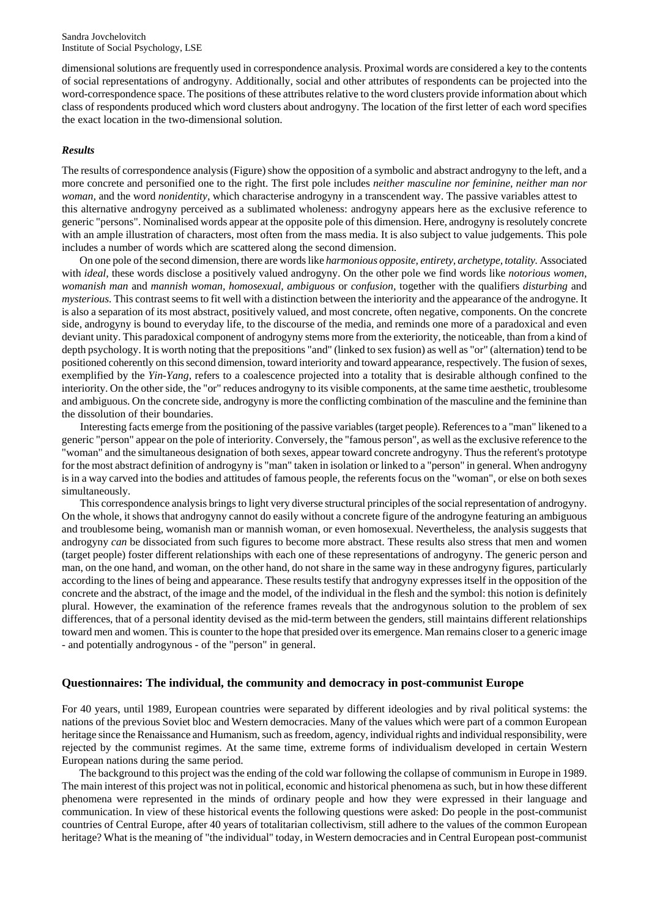dimensional solutions are frequently used in correspondence analysis. Proximal words are considered a key to the contents of social representations of androgyny. Additionally, social and other attributes of respondents can be projected into the word-correspondence space. The positions of these attributes relative to the word clusters provide information about which class of respondents produced which word clusters about androgyny. The location of the first letter of each word specifies the exact location in the two-dimensional solution.

### *Results*

The results of correspondence analysis (Figure) show the opposition of a symbolic and abstract androgyny to the left, and a more concrete and personified one to the right. The first pole includes *neither masculine nor feminine, neither man nor woman,* and the word *nonidentity,* which characterise androgyny in a transcendent way. The passive variables attest to this alternative androgyny perceived as a sublimated wholeness: androgyny appears here as the exclusive reference to generic "persons". Nominalised words appear at the opposite pole of this dimension. Here, androgyny is resolutely concrete with an ample illustration of characters, most often from the mass media. It is also subject to value judgements. This pole includes a number of words which are scattered along the second dimension.

On one pole of the second dimension, there are words like *harmonious opposite, entirety, archetype, totality.* Associated with *ideal,* these words disclose a positively valued androgyny. On the other pole we find words like *notorious women, womanish man* and *mannish woman, homosexual, ambiguous* or *confusion*, together with the qualifiers *disturbing* and *mysterious.* This contrast seems to fit well with a distinction between the interiority and the appearance of the androgyne. It is also a separation of its most abstract, positively valued, and most concrete, often negative, components. On the concrete side, androgyny is bound to everyday life, to the discourse of the media, and reminds one more of a paradoxical and even deviant unity. This paradoxical component of androgyny stems more from the exteriority, the noticeable, than from a kind of depth psychology. It is worth noting that the prepositions "and" (linked to sex fusion) as well as "or" (alternation) tend to be positioned coherently on this second dimension, toward interiority and toward appearance, respectively. The fusion of sexes, exemplified by the *Yin-Yang,* refers to a coalescence projected into a totality that is desirable although confined to the interiority. On the other side, the "or" reduces androgyny to its visible components, at the same time aesthetic, troublesome and ambiguous. On the concrete side, androgyny is more the conflicting combination of the masculine and the feminine than the dissolution of their boundaries.

Interesting facts emerge from the positioning of the passive variables (target people). References to a "man" likened to a generic "person" appear on the pole of interiority. Conversely, the "famous person", as well as the exclusive reference to the "woman" and the simultaneous designation of both sexes, appear toward concrete androgyny. Thus the referent's prototype for the most abstract definition of androgyny is "man" taken in isolation or linked to a "person" in general. When androgyny is in a way carved into the bodies and attitudes of famous people, the referents focus on the "woman", or else on both sexes simultaneously.

This correspondence analysis brings to light very diverse structural principles of the social representation of androgyny. On the whole, it shows that androgyny cannot do easily without a concrete figure of the androgyne featuring an ambiguous and troublesome being, womanish man or mannish woman, or even homosexual. Nevertheless, the analysis suggests that androgyny *can* be dissociated from such figures to become more abstract. These results also stress that men and women (target people) foster different relationships with each one of these representations of androgyny. The generic person and man, on the one hand, and woman, on the other hand, do not share in the same way in these androgyny figures, particularly according to the lines of being and appearance. These results testify that androgyny expresses itself in the opposition of the concrete and the abstract, of the image and the model, of the individual in the flesh and the symbol: this notion is definitely plural. However, the examination of the reference frames reveals that the androgynous solution to the problem of sex differences, that of a personal identity devised as the mid-term between the genders, still maintains different relationships toward men and women. This is counter to the hope that presided over its emergence. Man remains closer to a generic image - and potentially androgynous - of the "person" in general.

## **Questionnaires: The individual, the community and democracy in post-communist Europe**

For 40 years, until 1989, European countries were separated by different ideologies and by rival political systems: the nations of the previous Soviet bloc and Western democracies. Many of the values which were part of a common European heritage since the Renaissance and Humanism, such as freedom, agency, individual rights and individual responsibility, were rejected by the communist regimes. At the same time, extreme forms of individualism developed in certain Western European nations during the same period.

The background to this project was the ending of the cold war following the collapse of communism in Europe in 1989. The main interest of this project was not in political, economic and historical phenomena as such, but in how these different phenomena were represented in the minds of ordinary people and how they were expressed in their language and communication. In view of these historical events the following questions were asked: Do people in the post-communist countries of Central Europe, after 40 years of totalitarian collectivism, still adhere to the values of the common European heritage? What is the meaning of "the individual" today, in Western democracies and in Central European post-communist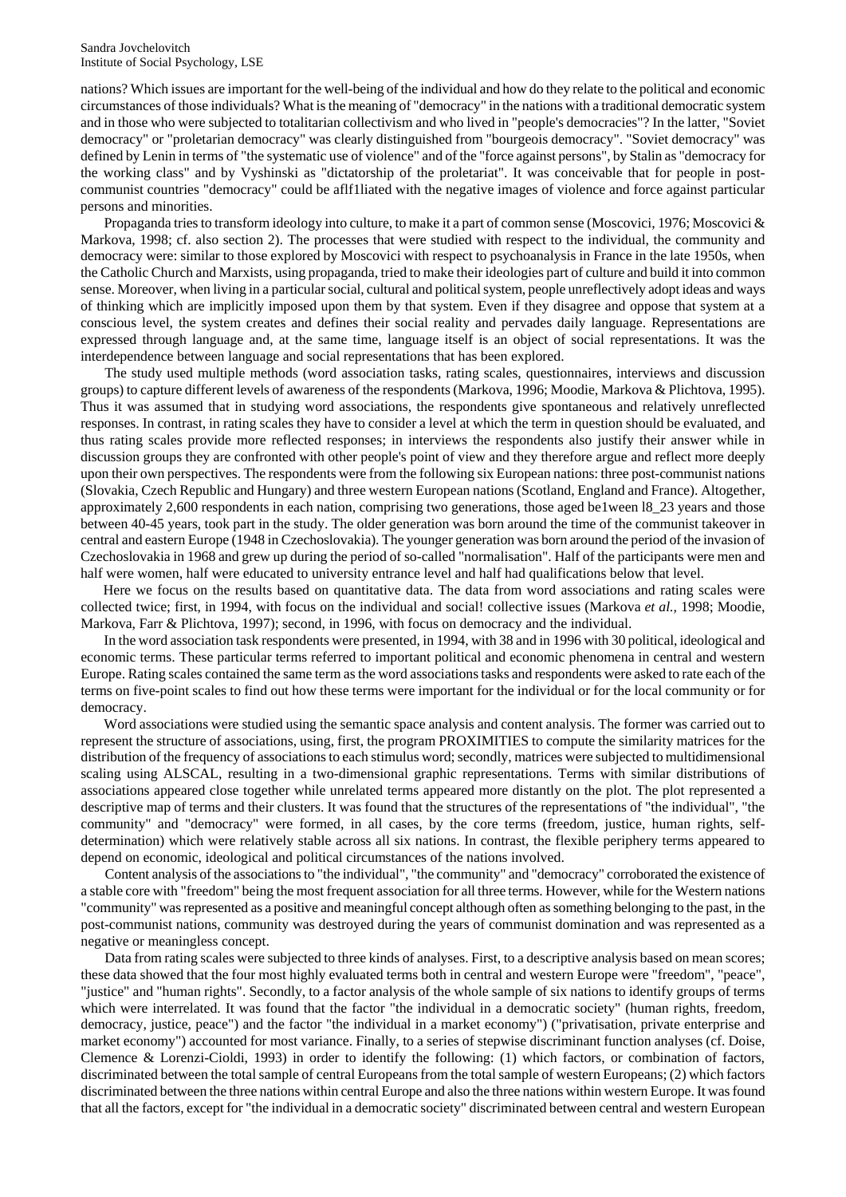nations? Which issues are important for the well-being of the individual and how do they relate to the political and economic circumstances of those individuals? What is the meaning of "democracy" in the nations with a traditional democratic system and in those who were subjected to totalitarian collectivism and who lived in "people's democracies"? In the latter, "Soviet democracy" or "proletarian democracy" was clearly distinguished from "bourgeois democracy". "Soviet democracy" was defined by Lenin in terms of "the systematic use of violence" and of the "force against persons", by Stalin as "democracy for the working class" and by Vyshinski as "dictatorship of the proletariat". It was conceivable that for people in post-communist countries "democracy" could be aflf1liated with the negative images of violence and force against particular persons and minorities.

Propaganda tries to transform ideology into culture, to make it a part of common sense (Moscovici, 1976; Moscovici & Markova, 1998; cf. also section 2). The processes that were studied with respect to the individual, the community and democracy were: similar to those explored by Moscovici with respect to psychoanalysis in France in the late 1950s, when the Catholic Church and Marxists, using propaganda, tried to make their ideologies part of culture and build it into common sense. Moreover, when living in a particular social, cultural and political system, people unreflectively adopt ideas and ways of thinking which are implicitly imposed upon them by that system. Even if they disagree and oppose that system at a conscious level, the system creates and defines their social reality and pervades daily language. Representations are expressed through language and, at the same time, language itself is an object of social representations. It was the interdependence between language and social representations that has been explored.

The study used multiple methods (word association tasks, rating scales, questionnaires, interviews and discussion groups) to capture different levels of awareness of the respondents (Markova, 1996; Moodie, Markova & Plichtova, 1995). Thus it was assumed that in studying word associations, the respondents give spontaneous and relatively unreflected responses. In contrast, in rating scales they have to consider a level at which the term in question should be evaluated, and thus rating scales provide more reflected responses; in interviews the respondents also justify their answer while in discussion groups they are confronted with other people's point of view and they therefore argue and reflect more deeply upon their own perspectives. The respondents were from the following six European nations: three post-communist nations (Slovakia, Czech Republic and Hungary) and three western European nations (Scotland, England and France). Altogether, approximately 2,600 respondents in each nation, comprising two generations, those aged be1ween l8_23 years and those between 40-45 years, took part in the study. The older generation was born around the time of the communist takeover in central and eastern Europe (1948 in Czechoslovakia). The younger generation was born around the period of the invasion of Czechoslovakia in 1968 and grew up during the period of so-called "normalisation". Half of the participants were men and half were women, half were educated to university entrance level and half had qualifications below that level.

Here we focus on the results based on quantitative data. The data from word associations and rating scales were collected twice; first, in 1994, with focus on the individual and social! collective issues (Markova *et al.,* 1998; Moodie, Markova, Farr & Plichtova, 1997); second, in 1996, with focus on democracy and the individual.

In the word association task respondents were presented, in 1994, with 38 and in 1996 with 30 political, ideological and economic terms. These particular terms referred to important political and economic phenomena in central and western Europe. Rating scales contained the same term as the word associations tasks and respondents were asked to rate each of the terms on five-point scales to find out how these terms were important for the individual or for the local community or for democracy.

Word associations were studied using the semantic space analysis and content analysis. The former was carried out to represent the structure of associations, using, first, the program PROXIMITIES to compute the similarity matrices for the distribution of the frequency of associations to each stimulus word; secondly, matrices were subjected to multidimensional scaling using ALSCAL, resulting in a two-dimensional graphic representations. Terms with similar distributions of associations appeared close together while unrelated terms appeared more distantly on the plot. The plot represented a descriptive map of terms and their clusters. It was found that the structures of the representations of "the individual", "the community" and "democracy" were formed, in all cases, by the core terms (freedom, justice, human rights, self-determination) which were relatively stable across all six nations. In contrast, the flexible periphery terms appeared to depend on economic, ideological and political circumstances of the nations involved.

Content analysis of the associations to "the individual", "the community" and "democracy" corroborated the existence of a stable core with "freedom" being the most frequent association for all three terms. However, while for the Western nations "community" was represented as a positive and meaningful concept although often as something belonging to the past, in the post-communist nations, community was destroyed during the years of communist domination and was represented as a negative or meaningless concept.

Data from rating scales were subjected to three kinds of analyses. First, to a descriptive analysis based on mean scores; these data showed that the four most highly evaluated terms both in central and western Europe were "freedom", "peace", "justice" and "human rights". Secondly, to a factor analysis of the whole sample of six nations to identify groups of terms which were interrelated. It was found that the factor "the individual in a democratic society" (human rights, freedom, democracy, justice, peace") and the factor "the individual in a market economy") ("privatisation, private enterprise and market economy") accounted for most variance. Finally, to a series of stepwise discriminant function analyses (cf. Doise, Clemence & Lorenzi-Cioldi, 1993) in order to identify the following: (1) which factors, or combination of factors, discriminated between the total sample of central Europeans from the total sample of western Europeans; (2) which factors discriminated between the three nations within central Europe and also the three nations within western Europe. It was found that all the factors, except for "the individual in a democratic society" discriminated between central and western European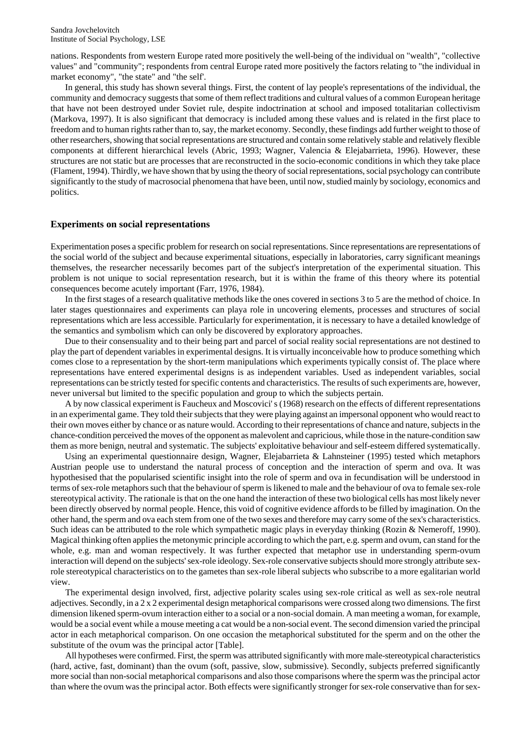nations. Respondents from western Europe rated more positively the well-being of the individual on "wealth", "collective values" and "community"; respondents from central Europe rated more positively the factors relating to "the individual in market economy", "the state" and "the self'.

In general, this study has shown several things. First, the content of lay people's representations of the individual, the community and democracy suggests that some of them reflect traditions and cultural values of a common European heritage that have not been destroyed under Soviet rule, despite indoctrination at school and imposed totalitarian collectivism (Markova, 1997). It is also significant that democracy is included among these values and is related in the first place to freedom and to human rights rather than to, say, the market economy. Secondly, these findings add further weight to those of other researchers, showing that social representations are structured and contain some relatively stable and relatively flexible components at different hierarchical levels (Abric, 1993; Wagner, Valencia & Elejabarrieta, 1996). However, these structures are not static but are processes that are reconstructed in the socio-economic conditions in which they take place (Flament, 1994). Thirdly, we have shown that by using the theory of social representations, social psychology can contribute significantly to the study of macrosocial phenomena that have been, until now, studied mainly by sociology, economics and politics.

### Experiments on social representations

Experimentation poses a specific problem for research on social representations. Since representations are representations of the social world of the subject and because experimental situations, especially in laboratories, carry significant meanings themselves, the researcher necessarily becomes part of the subject's interpretation of the experimental situation. This problem is not unique to social representation research, but it is within the frame of this theory where its potential consequences become acutely important (Farr, 1976, 1984).

In the first stages of a research qualitative methods like the ones covered in sections 3 to 5 are the method of choice. In later stages questionnaires and experiments can playa role in uncovering elements, processes and structures of social representations which are less accessible. Particularly for experimentation, it is necessary to have a detailed knowledge of the semantics and symbolism which can only be discovered by exploratory approaches.

Due to their consensuality and to their being part and parcel of social reality social representations are not destined to play the part of dependent variables in experimental designs. It is virtually inconceivable how to produce something which comes close to a representation by the short-term manipulations which experiments typically consist of. The place where representations have entered experimental designs is as independent variables. Used as independent variables, social representations can be strictly tested for specific contents and characteristics. The results of such experiments are, however, never universal but limited to the specific population and group to which the subjects pertain.

A by now classical experiment is Faucheux and Moscovici' s (1968) research on the effects of different representations in an experimental game. They told their subjects that they were playing against an impersonal opponent who would react to their own moves either by chance or as nature would. According to their representations of chance and nature, subjects in the chance-condition perceived the moves of the opponent as malevolent and capricious, while those in the nature-condition saw them as more benign, neutral and systematic. The subjects' exploitative behaviour and self-esteem differed systematically.

Using an experimental questionnaire design, Wagner, Elejabarrieta & Lahnsteiner (1995) tested which metaphors Austrian people use to understand the natural process of conception and the interaction of sperm and ova. It was hypothesised that the popularised scientific insight into the role of sperm and ova in fecundisation will be understood in terms of sex-role metaphors such that the behaviour of sperm is likened to male and the behaviour of ova to female sex-role stereotypical activity. The rationale is that on the one hand the interaction of these two biological cells has most likely never been directly observed by normal people. Hence, this void of cognitive evidence affords to be filled by imagination. On the other hand, the sperm and ova each stem from one of the two sexes and therefore may carry some of the sex's characteristics. Such ideas can be attributed to the role which sympathetic magic plays in everyday thinking (Rozin & Nemeroff, 1990). Magical thinking often applies the metonymic principle according to which the part, e.g. sperm and ovum, can stand for the whole, e.g. man and woman respectively. It was further expected that metaphor use in understanding sperm-ovum interaction will depend on the subjects' sex-role ideology. Sex-role conservative subjects should more strongly attribute sex-role stereotypical characteristics on to the gametes than sex-role liberal subjects who subscribe to a more egalitarian world view.

The experimental design involved, first, adjective polarity scales using sex-role critical as well as sex-role neutral adjectives. Secondly, in a 2 x 2 experimental design metaphorical comparisons were crossed along two dimensions. The first dimension likened sperm-ovum interaction either to a social or a non-social domain. A man meeting a woman, for example, would be a social event while a mouse meeting a cat would be a non-social event. The second dimension varied the principal actor in each metaphorical comparison. On one occasion the metaphorical substituted for the sperm and on the other the substitute of the ovum was the principal actor [Table].

All hypotheses were confirmed. First, the sperm was attributed significantly with more male-stereotypical characteristics (hard, active, fast, dominant) than the ovum (soft, passive, slow, submissive). Secondly, subjects preferred significantly more social than non-social metaphorical comparisons and also those comparisons where the sperm was the principal actor than where the ovum was the principal actor. Both effects were significantly stronger for sex-role conservative than for sex-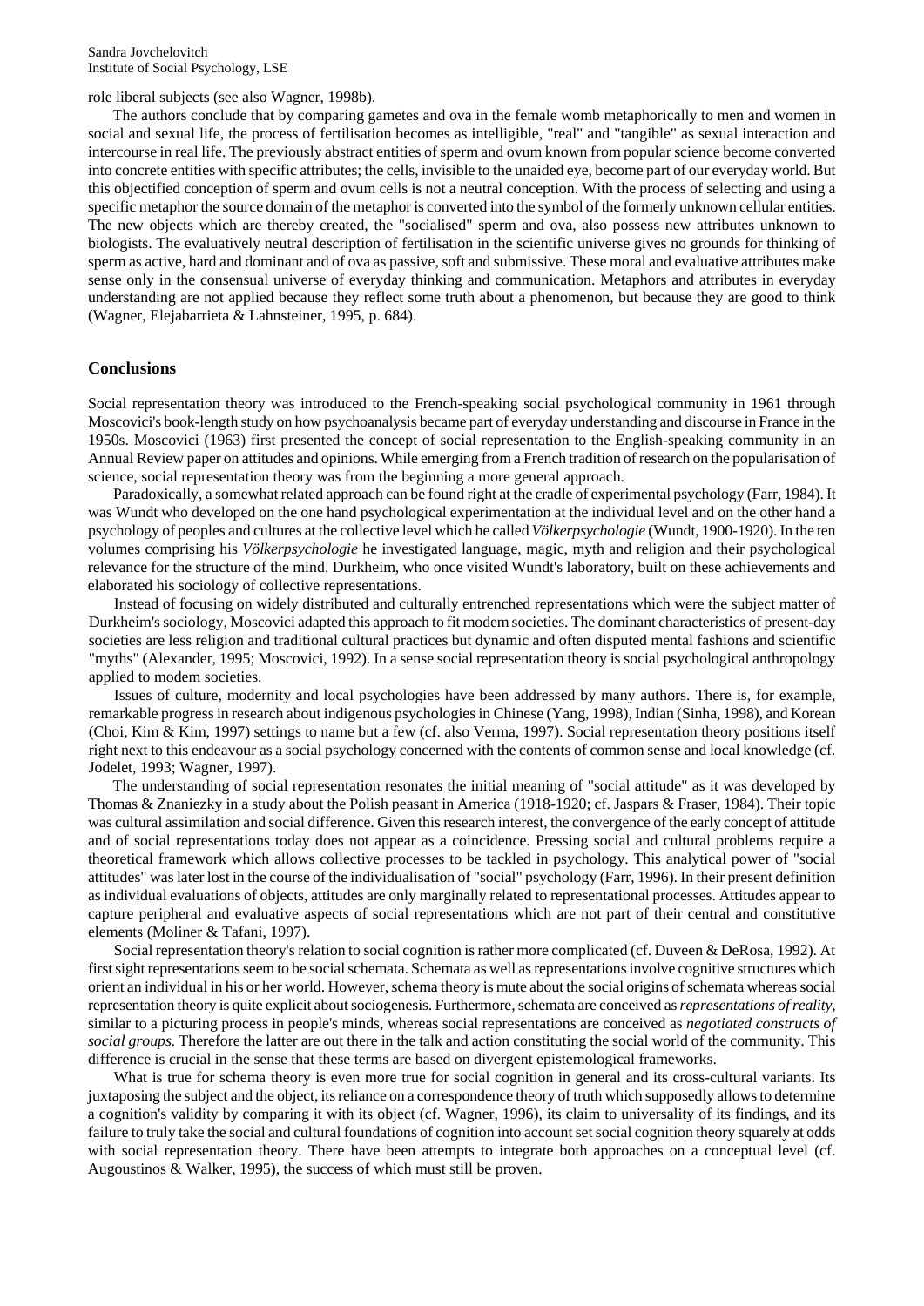role liberal subjects (see also Wagner, 1998b).

The authors conclude that by comparing gametes and ova in the female womb metaphorically to men and women in social and sexual life, the process of fertilisation becomes as intelligible, "real" and "tangible" as sexual interaction and intercourse in real life. The previously abstract entities of sperm and ovum known from popular science become converted into concrete entities with specific attributes; the cells, invisible to the unaided eye, become part of our everyday world. But this objectified conception of sperm and ovum cells is not a neutral conception. With the process of selecting and using a specific metaphor the source domain of the metaphor is converted into the symbol of the formerly unknown cellular entities. The new objects which are thereby created, the "socialised" sperm and ova, also possess new attributes unknown to biologists. The evaluatively neutral description of fertilisation in the scientific universe gives no grounds for thinking of sperm as active, hard and dominant and of ova as passive, soft and submissive. These moral and evaluative attributes make sense only in the consensual universe of everyday thinking and communication. Metaphors and attributes in everyday understanding are not applied because they reflect some truth about a phenomenon, but because they are good to think (Wagner, Elejabarrieta & Lahnsteiner, 1995, p. 684).

## Conclusions

Social representation theory was introduced to the French-speaking social psychological community in 1961 through Moscovici's book-length study on how psychoanalysis became part of everyday understanding and discourse in France in the 1950s. Moscovici (1963) first presented the concept of social representation to the English-speaking community in an Annual Review paper on attitudes and opinions. While emerging from a French tradition of research on the popularisation of science, social representation theory was from the beginning a more general approach.

Paradoxically, a somewhat related approach can be found right at the cradle of experimental psychology (Farr, 1984). It was Wundt who developed on the one hand psychological experimentation at the individual level and on the other hand a psychology of peoples and cultures at the collective level which he called *Völkerpsychologie* (Wundt, 1900-1920). In the ten volumes comprising his *Völkerpsychologie* he investigated language, magic, myth and religion and their psychological relevance for the structure of the mind. Durkheim, who once visited Wundt's laboratory, built on these achievements and elaborated his sociology of collective representations.

Instead of focusing on widely distributed and culturally entrenched representations which were the subject matter of Durkheim's sociology, Moscovici adapted this approach to fit modem societies. The dominant characteristics of present-day societies are less religion and traditional cultural practices but dynamic and often disputed mental fashions and scientific "myths" (Alexander, 1995; Moscovici, 1992). In a sense social representation theory is social psychological anthropology applied to modem societies.

Issues of culture, modernity and local psychologies have been addressed by many authors. There is, for example, remarkable progress in research about indigenous psychologies in Chinese (Yang, 1998), Indian (Sinha, 1998), and Korean (Choi, Kim & Kim, 1997) settings to name but a few (cf. also Verma, 1997). Social representation theory positions itself right next to this endeavour as a social psychology concerned with the contents of common sense and local knowledge (cf. Jodelet, 1993; Wagner, 1997).

The understanding of social representation resonates the initial meaning of "social attitude" as it was developed by Thomas & Znaniezky in a study about the Polish peasant in America (1918-1920; cf. Jaspars & Fraser, 1984). Their topic was cultural assimilation and social difference. Given this research interest, the convergence of the early concept of attitude and of social representations today does not appear as a coincidence. Pressing social and cultural problems require a theoretical framework which allows collective processes to be tackled in psychology. This analytical power of "social attitudes" was later lost in the course of the individualisation of "social" psychology (Farr, 1996). In their present definition as individual evaluations of objects, attitudes are only marginally related to representational processes. Attitudes appear to capture peripheral and evaluative aspects of social representations which are not part of their central and constitutive elements (Moliner & Tafani, 1997).

Social representation theory's relation to social cognition is rather more complicated (cf. Duveen & DeRosa, 1992). At first sight representations seem to be social schemata. Schemata as well as representations involve cognitive structures which orient an individual in his or her world. However, schema theory is mute about the social origins of schemata whereas social representation theory is quite explicit about sociogenesis. Furthermore, schemata are conceived as *representations of reality*, similar to a picturing process in people's minds, whereas social representations are conceived as *negotiated constructs of social groups*. Therefore the latter are out there in the talk and action constituting the social world of the community. This difference is crucial in the sense that these terms are based on divergent epistemological frameworks.

What is true for schema theory is even more true for social cognition in general and its cross-cultural variants. Its juxtaposing the subject and the object, its reliance on a correspondence theory of truth which supposedly allows to determine a cognition's validity by comparing it with its object (cf. Wagner, 1996), its claim to universality of its findings, and its failure to truly take the social and cultural foundations of cognition into account set social cognition theory squarely at odds with social representation theory. There have been attempts to integrate both approaches on a conceptual level (cf. Augoustinos & Walker, 1995), the success of which must still be proven.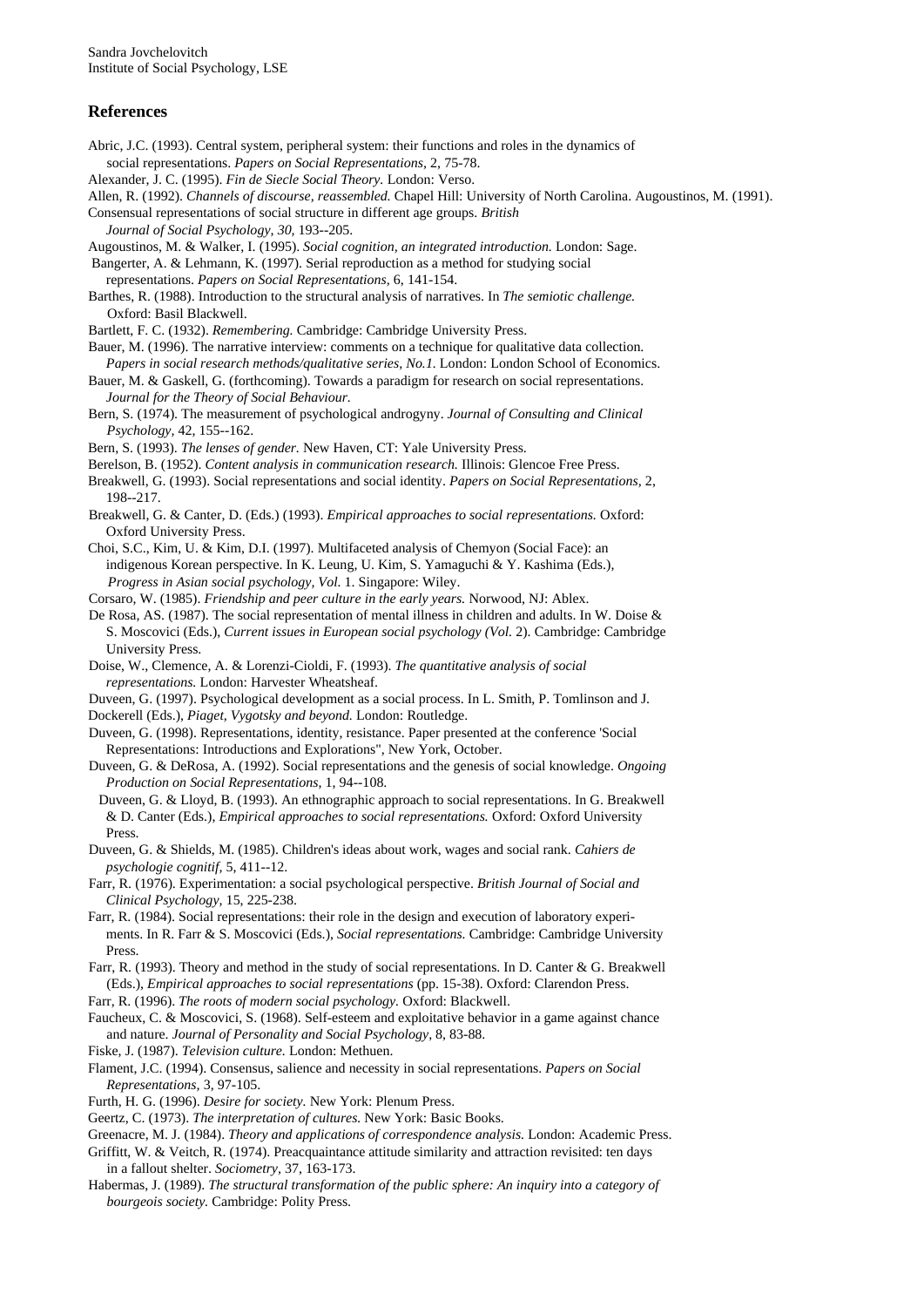Sandra Jovchelovitch
Institute of Social Psychology, LSE

## References

Abric, J.C. (1993). Central system, peripheral system: their functions and roles in the dynamics of social representations. *Papers on Social Representations,* 2, 75-78.

Alexander, J. C. (1995). *Fin de Siecle Social Theory.* London: Verso.

Allen, R. (1992). *Channels of discourse, reassembled.* Chapel Hill: University of North Carolina.

Augoustinos, M. (1991). Consensual representations of social structure in different age groups. *British Journal of Social Psychology, 30,* 193--205.

Augoustinos, M. & Walker, I. (1995). *Social cognition, an integrated introduction.* London: Sage.

Bangerter, A. & Lehmann, K. (1997). Serial reproduction as a method for studying social representations. *Papers on Social Representations,* 6, 141-154.

Barthes, R. (1988). Introduction to the structural analysis of narratives. In *The semiotic challenge.* Oxford: Basil Blackwell.

Bartlett, F. C. (1932). *Remembering.* Cambridge: Cambridge University Press.

Bauer, M. (1996). The narrative interview: comments on a technique for qualitative data collection. *Papers in social research methods/qualitative series, No.1.* London: London School of Economics.

Bauer, M. & Gaskell, G. (forthcoming). Towards a paradigm for research on social representations. *Journal for the Theory of Social Behaviour.*

Bern, S. (1974). The measurement of psychological androgyny. *Journal of Consulting and Clinical Psychology,* 42, 155--162.

Bern, S. (1993). *The lenses of gender.* New Haven, CT: Yale University Press.

Berelson, B. (1952). *Content analysis in communication research.* Illinois: Glencoe Free Press.

Breakwell, G. (1993). Social representations and social identity. *Papers on Social Representations,* 2, 198--217.

Breakwell, G. & Canter, D. (Eds.) (1993). *Empirical approaches to social representations.* Oxford: Oxford University Press.

Choi, S.C., Kim, U. & Kim, D.I. (1997). Multifaceted analysis of Chemyon (Social Face): an indigenous Korean perspective. In K. Leung, U. Kim, S. Yamaguchi & Y. Kashima (Eds.), *Progress in Asian social psychology, Vol.* 1. Singapore: Wiley.

Corsaro, W. (1985). *Friendship and peer culture in the early years.* Norwood, NJ: Ablex.

De Rosa, AS. (1987). The social representation of mental illness in children and adults. In W. Doise & S. Moscovici (Eds.), *Current issues in European social psychology (Vol.* 2). Cambridge: Cambridge University Press.

Doise, W., Clemence, A. & Lorenzi-Cioldi, F. (1993). *The quantitative analysis of social representations.* London: Harvester Wheatsheaf.

Duveen, G. (1997). Psychological development as a social process. In L. Smith, P. Tomlinson and J. Dockerell (Eds.), *Piaget, Vygotsky and beyond.* London: Routledge.

Duveen, G. (1998). Representations, identity, resistance. Paper presented at the conference 'Social Representations: Introductions and Explorations", New York, October.

Duveen, G. & DeRosa, A. (1992). Social representations and the genesis of social knowledge. *Ongoing Production on Social Representations,* 1, 94--108.

Duveen, G. & Lloyd, B. (1993). An ethnographic approach to social representations. In G. Breakwell & D. Canter (Eds.), *Empirical approaches to social representations.* Oxford: Oxford University Press.

Duveen, G. & Shields, M. (1985). Children's ideas about work, wages and social rank. *Cahiers de psychologie cognitif,* 5, 411--12.

Farr, R. (1976). Experimentation: a social psychological perspective. *British Journal of Social and Clinical Psychology,* 15, 225-238.

Farr, R. (1984). Social representations: their role in the design and execution of laboratory experiments. In R. Farr & S. Moscovici (Eds.), *Social representations.* Cambridge: Cambridge University Press.

Farr, R. (1993). Theory and method in the study of social representations. In D. Canter & G. Breakwell (Eds.), *Empirical approaches to social representations* (pp. 15-38). Oxford: Clarendon Press.

Farr, R. (1996). *The roots of modern social psychology.* Oxford: Blackwell.

Faucheux, C. & Moscovici, S. (1968). Self-esteem and exploitative behavior in a game against chance and nature. *Journal of Personality and Social Psychology,* 8, 83-88.

Fiske, J. (1987). *Television culture.* London: Methuen.

Flament, J.C. (1994). Consensus, salience and necessity in social representations. *Papers on Social Representations,* 3, 97-105.

Furth, H. G. (1996). *Desire for society.* New York: Plenum Press.

Geertz, C. (1973). *The interpretation of cultures.* New York: Basic Books.

Greenacre, M. J. (1984). *Theory and applications of correspondence analysis.* London: Academic Press.

Griffitt, W. & Veitch, R. (1974). Preacquaintance attitude similarity and attraction revisited: ten days in a fallout shelter. *Sociometry,* 37, 163-173.

Habermas, J. (1989). *The structural transformation of the public sphere: An inquiry into a category of bourgeois society.* Cambridge: Polity Press.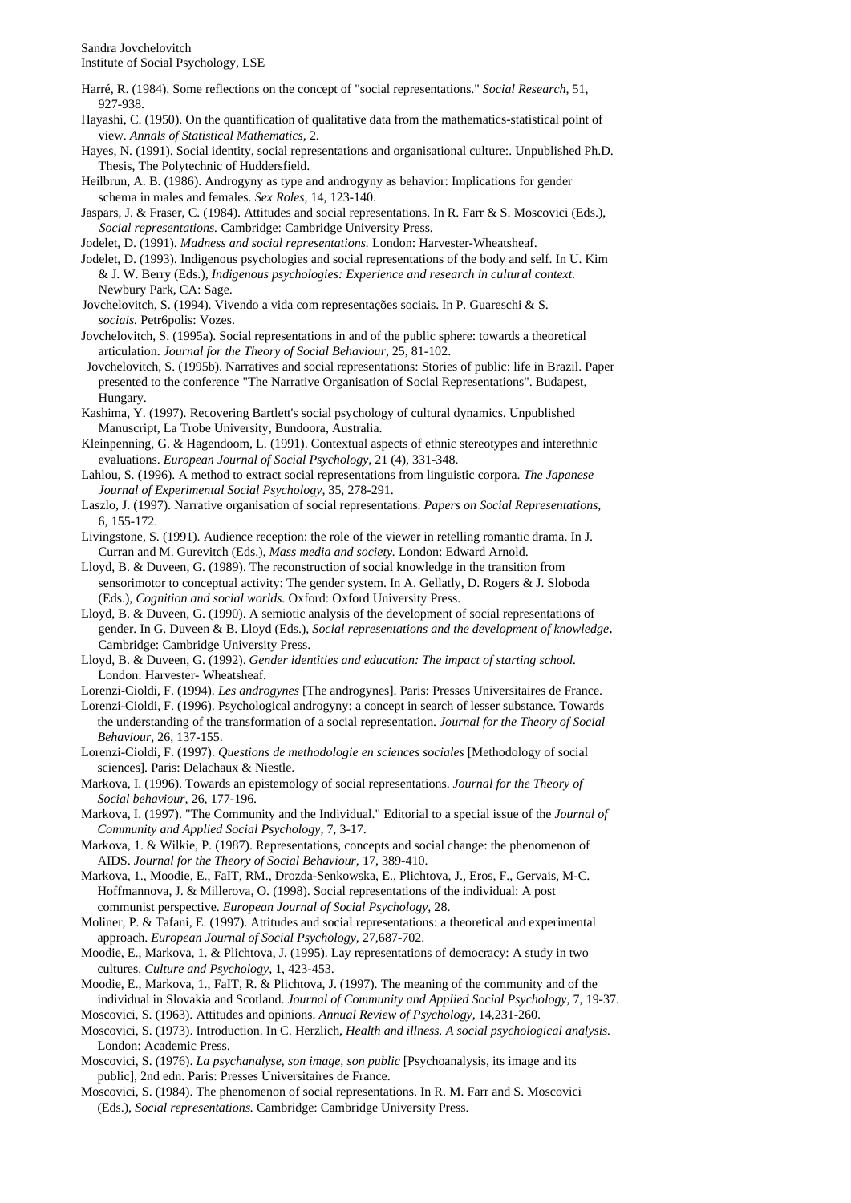Harré, R. (1984). Some reflections on the concept of "social representations." *Social Research,* 51, 927-938.

Hayashi, C. (1950). On the quantification of qualitative data from the mathematics-statistical point of view. *Annals of Statistical Mathematics,* 2.

Hayes, N. (1991). Social identity, social representations and organisational culture:. Unpublished Ph.D. Thesis, The Polytechnic of Huddersfield.

Heilbrun, A. B. (1986). Androgyny as type and androgyny as behavior: Implications for gender schema in males and females. *Sex Roles,* 14, 123-140.

Jaspars, J. & Fraser, C. (1984). Attitudes and social representations. In R. Farr & S. Moscovici (Eds.), *Social representations.* Cambridge: Cambridge University Press.

Jodelet, D. (1991). *Madness and social representations.* London: Harvester-Wheatsheaf.

Jodelet, D. (1993). Indigenous psychologies and social representations of the body and self. In U. Kim & J. W. Berry (Eds.), *Indigenous psychologies: Experience and research in cultural context.* Newbury Park, CA: Sage.

Jovchelovitch, S. (1994). Vivendo a vida com representações sociais. In P. Guareschi & S. *sociais.* Petr6polis: Vozes.

Jovchelovitch, S. (1995a). Social representations in and of the public sphere: towards a theoretical articulation. *Journal for the Theory of Social Behaviour,* 25, 81-102.

Jovchelovitch, S. (1995b). Narratives and social representations: Stories of public: life in Brazil. Paper presented to the conference "The Narrative Organisation of Social Representations". Budapest, Hungary.

Kashima, Y. (1997). Recovering Bartlett's social psychology of cultural dynamics. Unpublished Manuscript, La Trobe University, Bundoora, Australia.

Kleinpenning, G. & Hagendoom, L. (1991). Contextual aspects of ethnic stereotypes and interethnic evaluations. *European Journal of Social Psychology,* 21 (4), 331-348.

Lahlou, S. (1996). A method to extract social representations from linguistic corpora. *The Japanese Journal of Experimental Social Psychology,* 35, 278-291.

Laszlo, J. (1997). Narrative organisation of social representations. *Papers on Social Representations,* 6, 155-172.

Livingstone, S. (1991). Audience reception: the role of the viewer in retelling romantic drama. In J. Curran and M. Gurevitch (Eds.), *Mass media and society.* London: Edward Arnold.

Lloyd, B. & Duveen, G. (1989). The reconstruction of social knowledge in the transition from sensorimotor to conceptual activity: The gender system. In A. Gellatly, D. Rogers & J. Sloboda (Eds.), *Cognition and social worlds.* Oxford: Oxford University Press.

Lloyd, B. & Duveen, G. (1990). A semiotic analysis of the development of social representations of gender. In G. Duveen & B. Lloyd (Eds.), *Social representations and the development of knowledge***.** Cambridge: Cambridge University Press.

Lloyd, B. & Duveen, G. (1992). *Gender identities and education: The impact of starting school.* London: Harvester- Wheatsheaf.

Lorenzi-Cioldi, F. (1994). *Les androgynes* [The androgynes]. Paris: Presses Universitaires de France.

Lorenzi-Cioldi, F. (1996). Psychological androgyny: a concept in search of lesser substance. Towards the understanding of the transformation of a social representation. *Journal for the Theory of Social Behaviour,* 26, 137-155.

Lorenzi-Cioldi, F. (1997). *Questions de methodologie en sciences sociales* [Methodology of social sciences]. Paris: Delachaux & Niestle.

Markova, I. (1996). Towards an epistemology of social representations. *Journal for the Theory of Social behaviour,* 26, 177-196.

Markova, I. (1997). "The Community and the Individual." Editorial to a special issue of the *Journal of Community and Applied Social Psychology,* 7, 3-17.

Markova, 1. & Wilkie, P. (1987). Representations, concepts and social change: the phenomenon of AIDS. *Journal for the Theory of Social Behaviour,* 17, 389-410.

Markova, 1., Moodie, E., FaIT, RM., Drozda-Senkowska, E., Plichtova, J., Eros, F., Gervais, M-C. Hoffmannova, J. & Millerova, O. (1998). Social representations of the individual: A post communist perspective. *European Journal of Social Psychology,* 28.

Moliner, P. & Tafani, E. (1997). Attitudes and social representations: a theoretical and experimental approach. *European Journal of Social Psychology,* 27,687-702.

Moodie, E., Markova, 1. & Plichtova, J. (1995). Lay representations of democracy: A study in two cultures. *Culture and Psychology,* 1, 423-453.

Moodie, E., Markova, 1., FaIT, R. & Plichtova, J. (1997). The meaning of the community and of the individual in Slovakia and Scotland. *Journal of Community and Applied Social Psychology,* 7, 19-37.

Moscovici, S. (1963). Attitudes and opinions. *Annual Review of Psychology,* 14,231-260.

Moscovici, S. (1973). Introduction. In C. Herzlich, *Health and illness. A social psychological analysis.* London: Academic Press.

Moscovici, S. (1976). *La psychanalyse, son image, son public* [Psychoanalysis, its image and its public], 2nd edn. Paris: Presses Universitaires de France.

Moscovici, S. (1984). The phenomenon of social representations. In R. M. Farr and S. Moscovici (Eds.), *Social representations.* Cambridge: Cambridge University Press.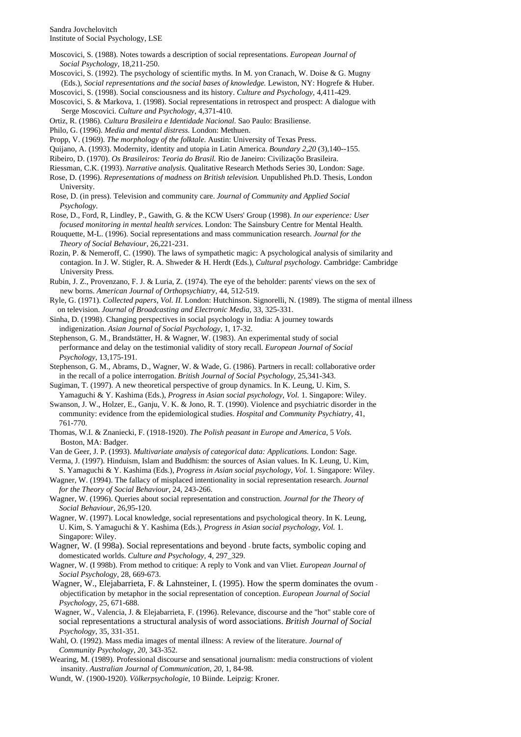Sandra Jovchelovitch
Institute of Social Psychology, LSE

Moscovici, S. (1988). Notes towards a description of social representations. *European Journal of Social Psychology,* 18,211-250.

Moscovici, S. (1992). The psychology of scientific myths. In M. yon Cranach, W. Doise & G. Mugny (Eds.), *Social representations and the social bases of knowledge.* Lewiston, NY: Hogrefe & Huber.

Moscovici, S. (1998). Social consciousness and its history. *Culture and Psychology,* 4,411-429.

Moscovici, S. & Markova, 1. (1998). Social representations in retrospect and prospect: A dialogue with Serge Moscovici. *Culture and Psychology*, 4,371-410.

Ortiz, R. (1986). *Cultura Brasileira e Identidade Nacional.* Sao Paulo: Brasiliense.

Philo, G. (1996). *Media and mental distress.* London: Methuen.

Propp, V. (1969). *The morphology of the folktale.* Austin: University of Texas Press.

Quijano, A. (1993). Modernity, identity and utopia in Latin America. *Boundary 2,20* (3),140--155.

Ribeiro, D. (1970). *Os Brasileiros: Teoria do Brasil.* Rio de Janeiro: Civilização Brasileira.

Riessman, C.K. (1993). *Narrative analysis.* Qualitative Research Methods Series 30, London: Sage.

Rose, D. (1996). *Representations of madness on British television.* Unpublished Ph.D. Thesis, London University.

Rose, D. (in press). Television and community care. *Journal of Community and Applied Social Psychology.*

Rose, D., Ford, R, Lindley, P., Gawith, G. & the KCW Users' Group (1998). *In our experience: User focused monitoring in mental health services.* London: The Sainsbury Centre for Mental Health.

Rouquette, M-L. (1996). Social representations and mass communication research. *Journal for the Theory of Social Behaviour,* 26,221-231.

Rozin, P. & Nemeroff, C. (1990). The laws of sympathetic magic: A psychological analysis of similarity and contagion. In J. W. Stigler, R. A. Shweder & H. Herdt (Eds.), *Cultural psychology.* Cambridge: Cambridge University Press.

Rubin, J. Z., Provenzano, F. J. & Luria, Z. (1974). The eye of the beholder: parents' views on the sex of new borns. *American Journal of Orthopsychiatry,* 44, 512-519.

Ryle, G. (1971). *Collected papers, Vol. II.* London: Hutchinson. Signorelli, N. (1989). The stigma of mental illness on television. *Journal of Broadcasting and Electronic Media,* 33, 325-331.

Sinha, D. (1998). Changing perspectives in social psychology in India: A journey towards indigenization. *Asian Journal of Social Psychology,* 1, 17-32.

Stephenson, G. M., Brandstätter, H. & Wagner, W. (1983). An experimental study of social performance and delay on the testimonial validity of story recall. *European Journal of Social Psychology,* 13,175-191.

Stephenson, G. M., Abrams, D., Wagner, W. & Wade, G. (1986). Partners in recall: collaborative order in the recall of a police interrogation. *British Journal of Social Psychology,* 25,341-343.

Sugiman, T. (1997). A new theoretical perspective of group dynamics. In K. Leung, U. Kim, S. Yamaguchi & Y. Kashima (Eds.), *Progress in Asian social psychology, Vol.* 1. Singapore: Wiley.

Swanson, J. W., Holzer, E., Ganju, V. K. & Jono, R. T. (1990). Violence and psychiatric disorder in the community: evidence from the epidemiological studies. *Hospital and Community Psychiatry,* 41, 761-770.

Thomas, W.I. & Znaniecki, F. (1918-1920). *The Polish peasant in Europe and America,* 5 *Vols.* Boston, MA: Badger.

Van de Geer, J. P. (1993). *Multivariate analysis of categorical data: Applications.* London: Sage.

Verma, J. (1997). Hinduism, Islam and Buddhism: the sources of Asian values. In K. Leung, U. Kim, S. Yamaguchi & Y. Kashima (Eds.), *Progress in Asian social psychology, Vol.* 1. Singapore: Wiley.

Wagner, W. (1994). The fallacy of misplaced intentionality in social representation research. *Journal for the Theory of Social Behaviour,* 24, 243-266.

Wagner, W. (1996). Queries about social representation and construction. *Journal for the Theory of Social Behaviour,* 26,95-120.

Wagner, W. (1997). Local knowledge, social representations and psychological theory. In K. Leung, U. Kim, S. Yamaguchi & Y. Kashima (Eds.), *Progress in Asian social psychology, Vol.* 1. Singapore: Wiley.

Wagner, W. (I 998a). Social representations and beyond - brute facts, symbolic coping and domesticated worlds. *Culture and Psychology,* 4, 297_329.

Wagner, W. (I 998b). From method to critique: A reply to Vonk and van Vliet. *European Journal of Social Psychology,* 28, 669-673.

Wagner, W., Elejabarrieta, F. & Lahnsteiner, I. (1995). How the sperm dominates the ovum - objectification by metaphor in the social representation of conception. *European Journal of Social Psychology,* 25, 671-688.

Wagner, W., Valencia, J. & Elejabarrieta, F. (1996). Relevance, discourse and the "hot" stable core of social representations a structural analysis of word associations. *British Journal of Social Psychology,* 35, 331-351.

Wahl, O. (1992). Mass media images of mental illness: A review of the literature. *Journal of Community Psychology, 20,* 343-352.

Wearing, M. (1989). Professional discourse and sensational journalism: media constructions of violent insanity. *Australian Journal of Communication, 20,* 1, 84-98.

Wundt, W. (1900-1920). *Völkerpsychologie,* 10 Biinde. Leipzig: Kroner.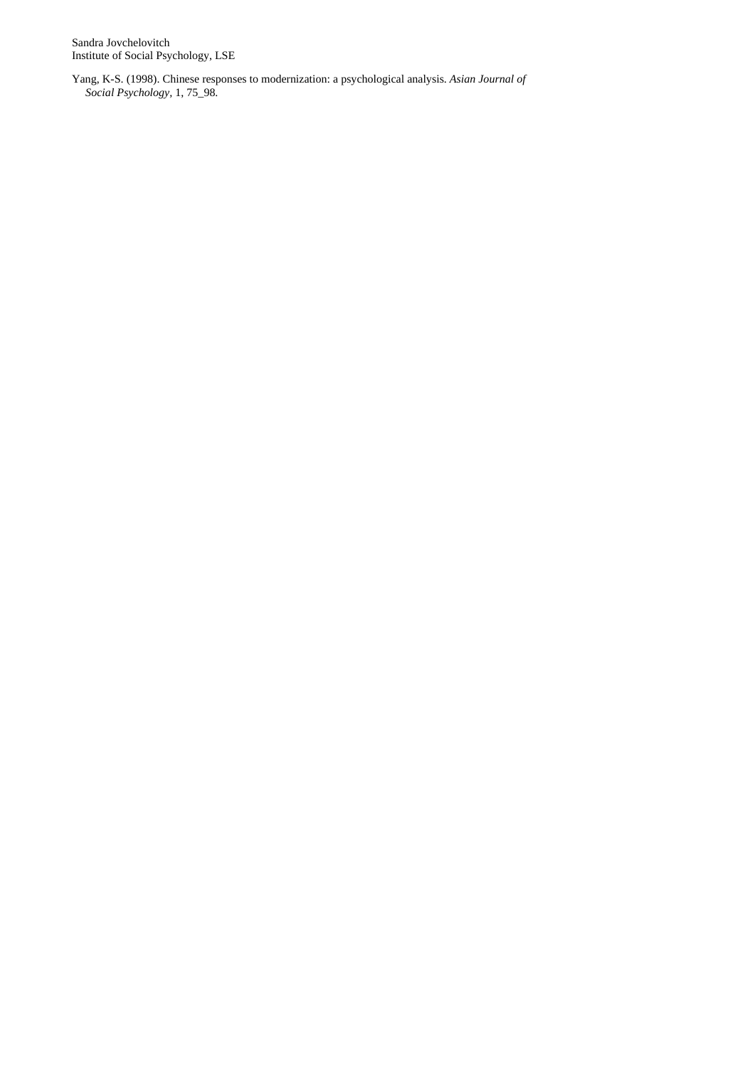Sandra Jovchelovitch
Institute of Social Psychology, LSE

Yang, K-S. (1998). Chinese responses to modernization: a psychological analysis. *Asian Journal of Social Psychology*, 1, 75_98.